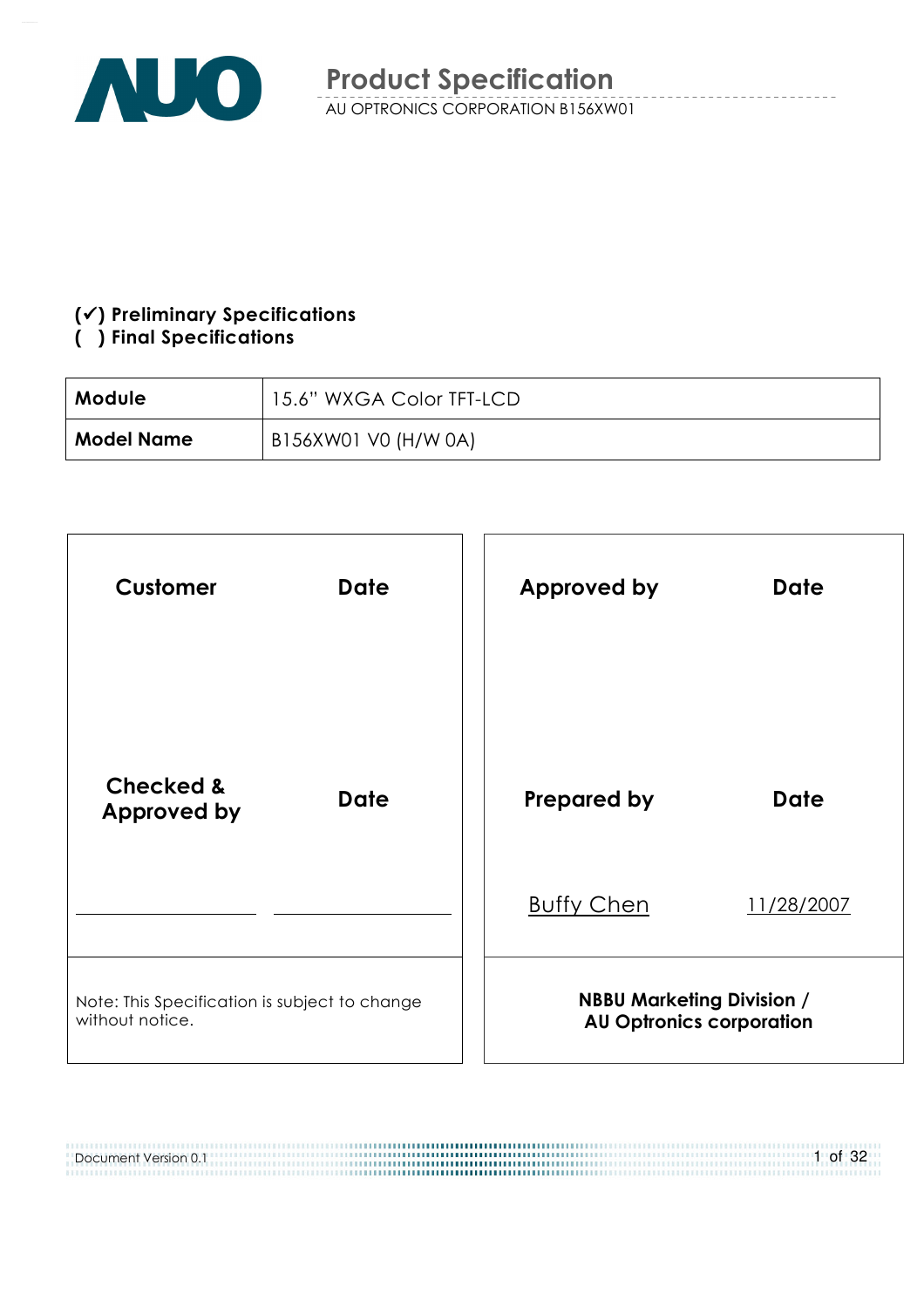# Product Specification

AU OPTRONICS CORPORATION B156XW01

**(✓) Preliminary Specifications**
**( ) Final Specifications**

| **Module** | 15.6" WXGA Color TFT-LCD |
|---|---|
| **Model Name** | B156XW01 V0 (H/W 0A) |

| **Customer** | **Date** | **Approved by** | **Date** |
|---|---|---|---|
| | | | |
| **Checked & Approved by** | **Date** | **Prepared by** | **Date** |
| | | Buffy Chen | 11/28/2007 |
| Note: This Specification is subject to change without notice. | | **NBBU Marketing Division / AU Optronics corporation** | |

Document Version 0.1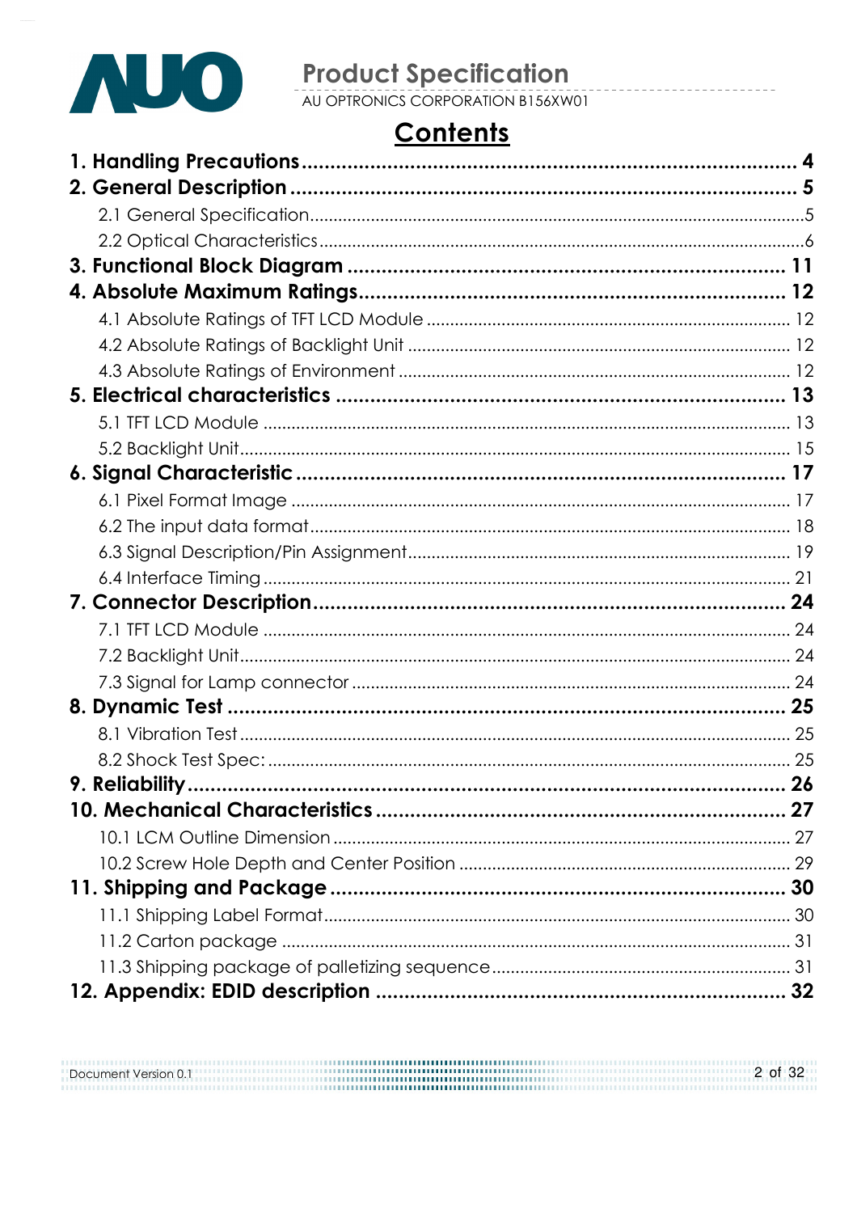# Contents

**1. Handling Precautions** .................................................. **4**

**2. General Description** .................................................. **5**

2.1 General Specification .................................................. 5

2.2 Optical Characteristics .................................................. 6

**3. Functional Block Diagram** .................................................. **11**

**4. Absolute Maximum Ratings** .................................................. **12**

4.1 Absolute Ratings of TFT LCD Module .................................................. 12

4.2 Absolute Ratings of Backlight Unit .................................................. 12

4.3 Absolute Ratings of Environment .................................................. 12

**5. Electrical characteristics** .................................................. **13**

5.1 TFT LCD Module .................................................. 13

5.2 Backlight Unit .................................................. 15

**6. Signal Characteristic** .................................................. **17**

6.1 Pixel Format Image .................................................. 17

6.2 The input data format .................................................. 18

6.3 Signal Description/Pin Assignment .................................................. 19

6.4 Interface Timing .................................................. 21

**7. Connector Description** .................................................. **24**

7.1 TFT LCD Module .................................................. 24

7.2 Backlight Unit .................................................. 24

7.3 Signal for Lamp connector .................................................. 24

**8. Dynamic Test** .................................................. **25**

8.1 Vibration Test .................................................. 25

8.2 Shock Test Spec: .................................................. 25

**9. Reliability** .................................................. **26**

**10. Mechanical Characteristics** .................................................. **27**

10.1 LCM Outline Dimension .................................................. 27

10.2 Screw Hole Depth and Center Position .................................................. 29

**11. Shipping and Package** .................................................. **30**

11.1 Shipping Label Format .................................................. 30

11.2 Carton package .................................................. 31

11.3 Shipping package of palletizing sequence .................................................. 31

**12. Appendix: EDID description** .................................................. **32**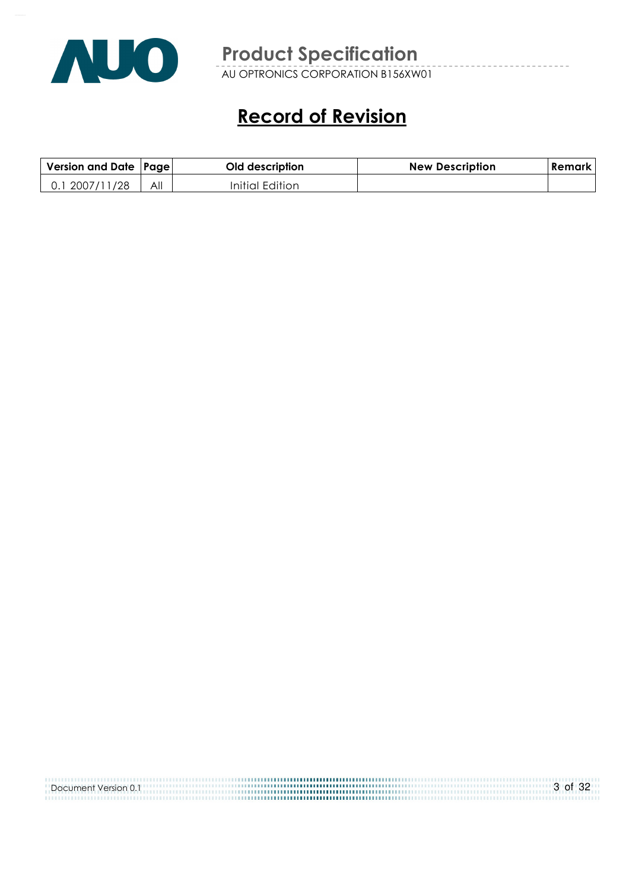# Record of Revision

| Version and Date | Page | Old description | New Description | Remark |
|---|---|---|---|---|
| 0.1 2007/11/28 | All | Initial Edition | | |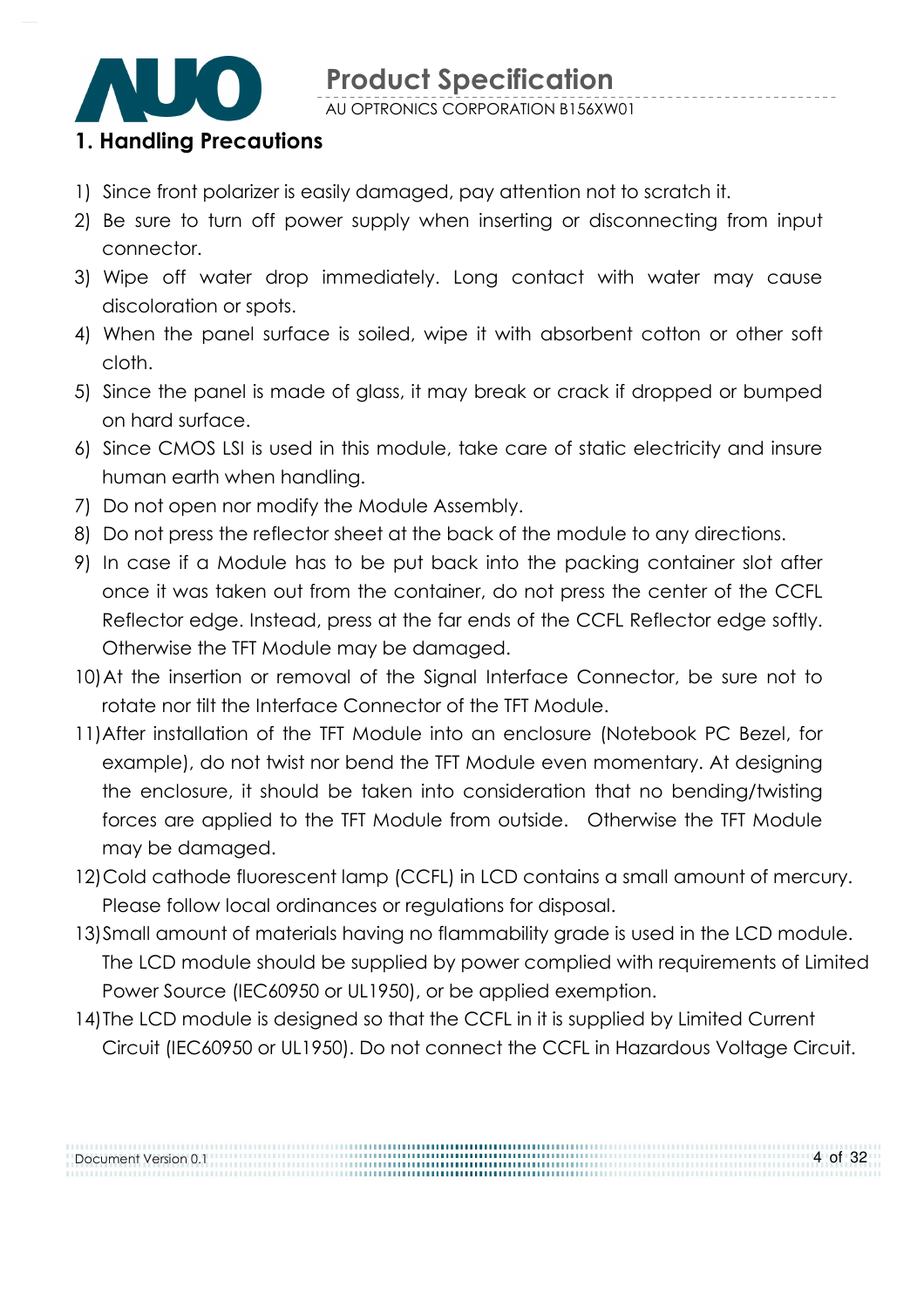# 1. Handling Precautions

1) Since front polarizer is easily damaged, pay attention not to scratch it.
2) Be sure to turn off power supply when inserting or disconnecting from input connector.
3) Wipe off water drop immediately. Long contact with water may cause discoloration or spots.
4) When the panel surface is soiled, wipe it with absorbent cotton or other soft cloth.
5) Since the panel is made of glass, it may break or crack if dropped or bumped on hard surface.
6) Since CMOS LSI is used in this module, take care of static electricity and insure human earth when handling.
7) Do not open nor modify the Module Assembly.
8) Do not press the reflector sheet at the back of the module to any directions.
9) In case if a Module has to be put back into the packing container slot after once it was taken out from the container, do not press the center of the CCFL Reflector edge. Instead, press at the far ends of the CCFL Reflector edge softly. Otherwise the TFT Module may be damaged.
10) At the insertion or removal of the Signal Interface Connector, be sure not to rotate nor tilt the Interface Connector of the TFT Module.
11) After installation of the TFT Module into an enclosure (Notebook PC Bezel, for example), do not twist nor bend the TFT Module even momentary. At designing the enclosure, it should be taken into consideration that no bending/twisting forces are applied to the TFT Module from outside. Otherwise the TFT Module may be damaged.
12) Cold cathode fluorescent lamp (CCFL) in LCD contains a small amount of mercury. Please follow local ordinances or regulations for disposal.
13) Small amount of materials having no flammability grade is used in the LCD module. The LCD module should be supplied by power complied with requirements of Limited Power Source (IEC60950 or UL1950), or be applied exemption.
14) The LCD module is designed so that the CCFL in it is supplied by Limited Current Circuit (IEC60950 or UL1950). Do not connect the CCFL in Hazardous Voltage Circuit.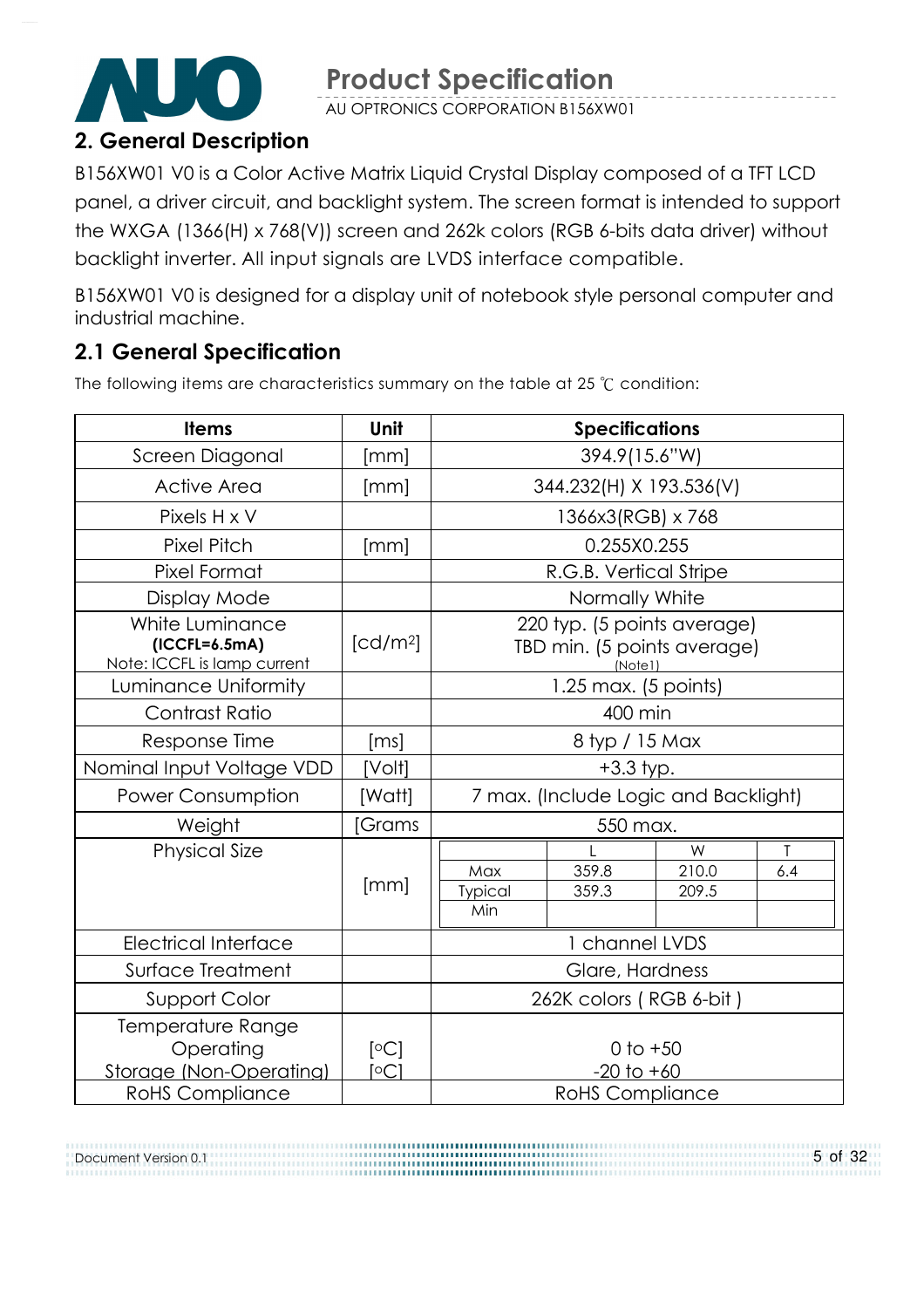## 2. General Description

B156XW01 V0 is a Color Active Matrix Liquid Crystal Display composed of a TFT LCD panel, a driver circuit, and backlight system. The screen format is intended to support the WXGA (1366(H) x 768(V)) screen and 262k colors (RGB 6-bits data driver) without backlight inverter. All input signals are LVDS interface compatible.

B156XW01 V0 is designed for a display unit of notebook style personal computer and industrial machine.

## 2.1 General Specification

The following items are characteristics summary on the table at 25 ℃ condition:

| Items | Unit | Specifications |
|---|---|---|
| Screen Diagonal | [mm] | 394.9(15.6"W) |
| Active Area | [mm] | 344.232(H) X 193.536(V) |
| Pixels H x V | | 1366x3(RGB) x 768 |
| Pixel Pitch | [mm] | 0.255X0.255 |
| Pixel Format | | R.G.B. Vertical Stripe |
| Display Mode | | Normally White |
| White Luminance **(ICCFL=6.5mA)** Note: ICCFL is lamp current | [cd/m²] | 220 typ. (5 points average) TBD min. (5 points average) (Note1) |
| Luminance Uniformity | | 1.25 max. (5 points) |
| Contrast Ratio | | 400 min |
| Response Time | [ms] | 8 typ / 15 Max |
| Nominal Input Voltage VDD | [Volt] | +3.3 typ. |
| Power Consumption | [Watt] | 7 max. (Include Logic and Backlight) |
| Weight | [Grams | 550 max. |
| Physical Size | [mm] | L / W / T — Max: 359.8 / 210.0 / 6.4; Typical: 359.3 / 209.5 / ; Min: / / |
| Electrical Interface | | 1 channel LVDS |
| Surface Treatment | | Glare, Hardness |
| Support Color | | 262K colors ( RGB 6-bit ) |
| Temperature Range Operating Storage (Non-Operating) | [°C] [°C] | 0 to +50 -20 to +60 |
| RoHS Compliance | | RoHS Compliance |

Physical Size detail:

| | L | W | T |
|---|---|---|---|
| Max | 359.8 | 210.0 | 6.4 |
| Typical | 359.3 | 209.5 | |
| Min | | | |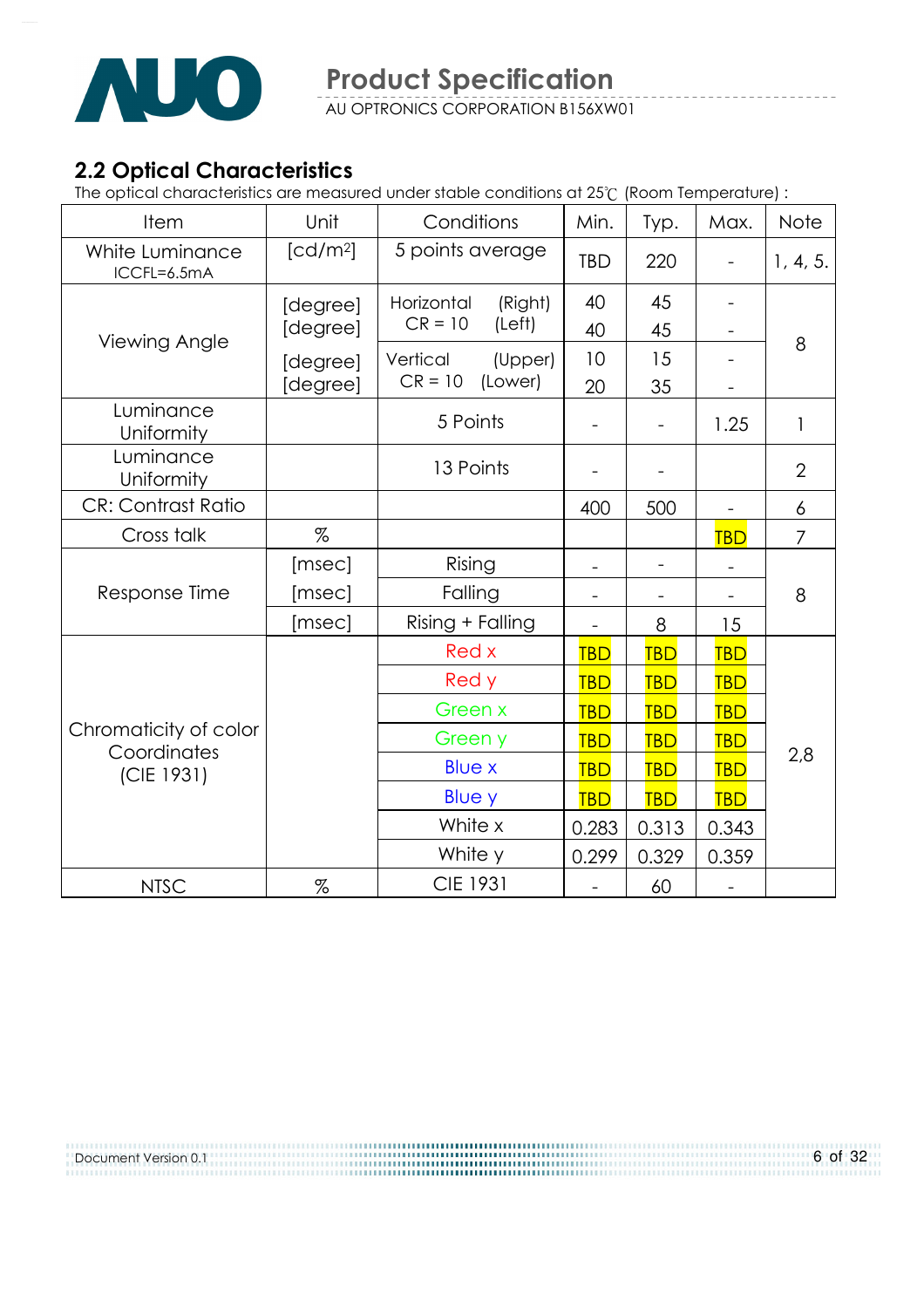## 2.2 Optical Characteristics

The optical characteristics are measured under stable conditions at 25℃ (Room Temperature) :

| Item | Unit | Conditions | | Min. | Typ. | Max. | Note |
|---|---|---|---|---|---|---|---|
| White Luminance ICCFL=6.5mA | [cd/m2] | 5 points average | | TBD | 220 | - | 1, 4, 5. |
| Viewing Angle | [degree] | Horizontal CR = 10 | (Right) | 40 | 45 | - | 8 |
| | [degree] | | (Left) | 40 | 45 | - | |
| | [degree] | Vertical CR = 10 | (Upper) | 10 | 15 | - | |
| | [degree] | | (Lower) | 20 | 35 | - | |
| Luminance Uniformity | | 5 Points | | - | - | 1.25 | 1 |
| Luminance Uniformity | | 13 Points | | - | - | | 2 |
| CR: Contrast Ratio | | | | 400 | 500 | - | 6 |
| Cross talk | % | | | | | TBD | 7 |
| Response Time | [msec] | Rising | | - | - | - | 8 |
| | [msec] | Falling | | - | - | - | |
| | [msec] | Rising + Falling | | - | 8 | 15 | |
| Chromaticity of color Coordinates (CIE 1931) | | Red x | | TBD | TBD | TBD | 2,8 |
| | | Red y | | TBD | TBD | TBD | |
| | | Green x | | TBD | TBD | TBD | |
| | | Green y | | TBD | TBD | TBD | |
| | | Blue x | | TBD | TBD | TBD | |
| | | Blue y | | TBD | TBD | TBD | |
| | | White x | | 0.283 | 0.313 | 0.343 | |
| | | White y | | 0.299 | 0.329 | 0.359 | |
| NTSC | % | CIE 1931 | | - | 60 | - | |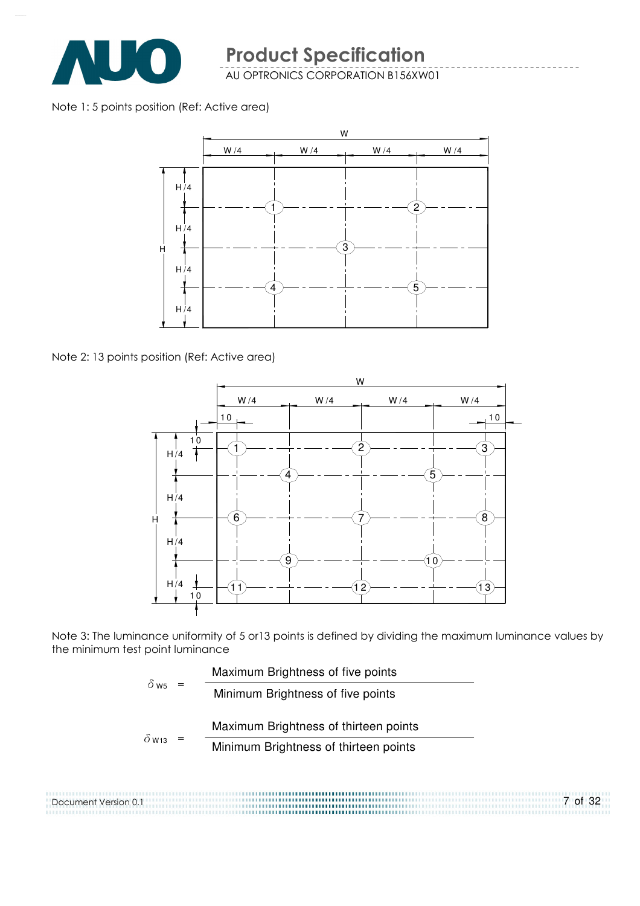Note 1: 5 points position (Ref: Active area)

Note 2: 13 points position (Ref: Active area)

Note 3: The luminance uniformity of 5 or13 points is defined by dividing the maximum luminance values by the minimum test point luminance

$$\delta_{W5} = \frac{\text{Maximum Brightness of five points}}{\text{Minimum Brightness of five points}}$$

$$\delta_{W13} = \frac{\text{Maximum Brightness of thirteen points}}{\text{Minimum Brightness of thirteen points}}$$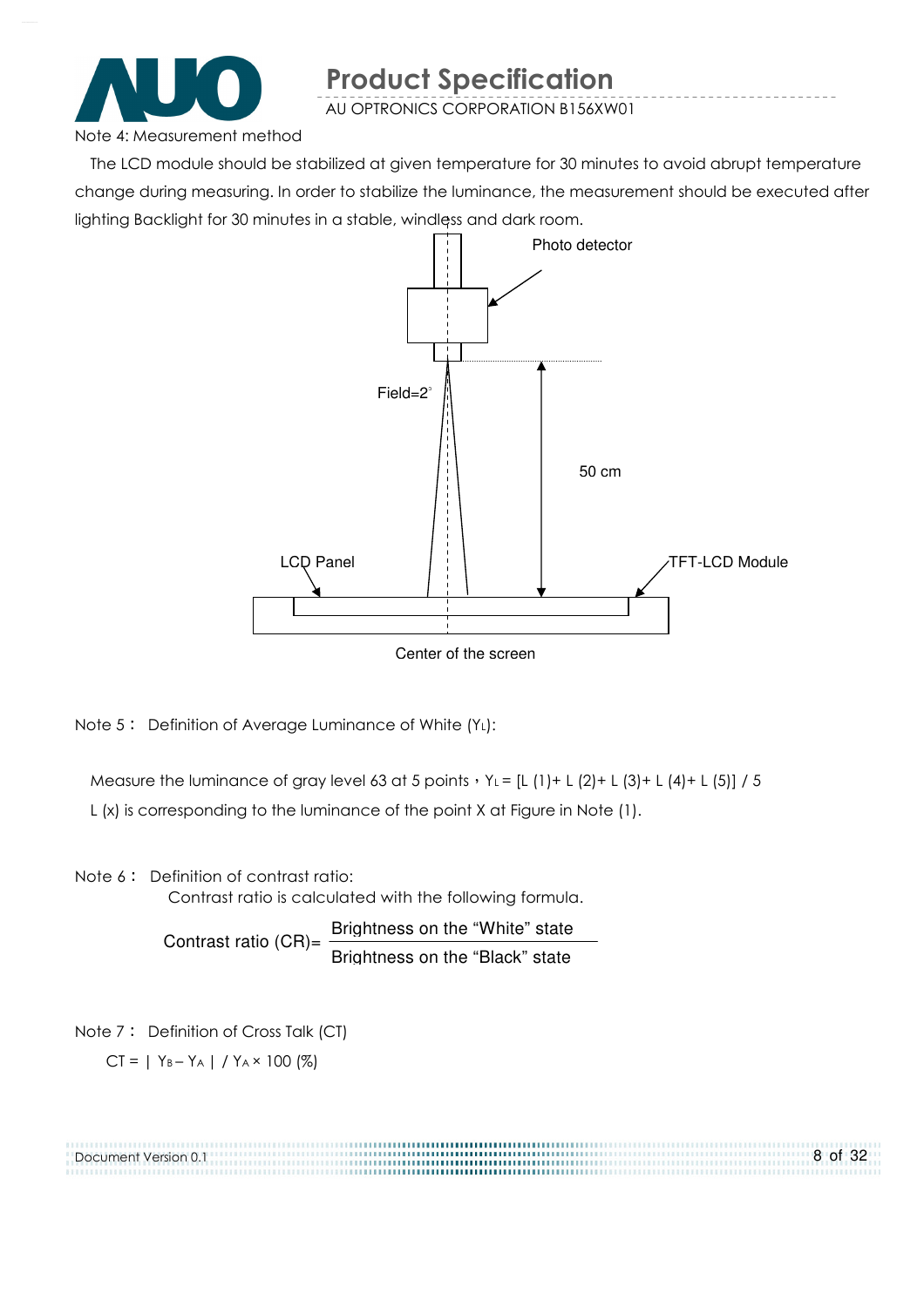Note 4: Measurement method

The LCD module should be stabilized at given temperature for 30 minutes to avoid abrupt temperature change during measuring. In order to stabilize the luminance, the measurement should be executed after lighting Backlight for 30 minutes in a stable, windless and dark room.

Photo detector

Field=2°

50 cm

LCD Panel

TFT-LCD Module

Center of the screen

Note 5： Definition of Average Luminance of White ($Y_L$):

Measure the luminance of gray level 63 at 5 points，$Y_L$ = [L (1)+ L (2)+ L (3)+ L (4)+ L (5)] / 5

L (x) is corresponding to the luminance of the point X at Figure in Note (1).

Note 6： Definition of contrast ratio:

Contrast ratio is calculated with the following formula.

$$\text{Contrast ratio (CR)} = \frac{\text{Brightness on the "White" state}}{\text{Brightness on the "Black" state}}$$

Note 7： Definition of Cross Talk (CT)

$$CT = | Y_B - Y_A | / Y_A \times 100 \ (\%)$$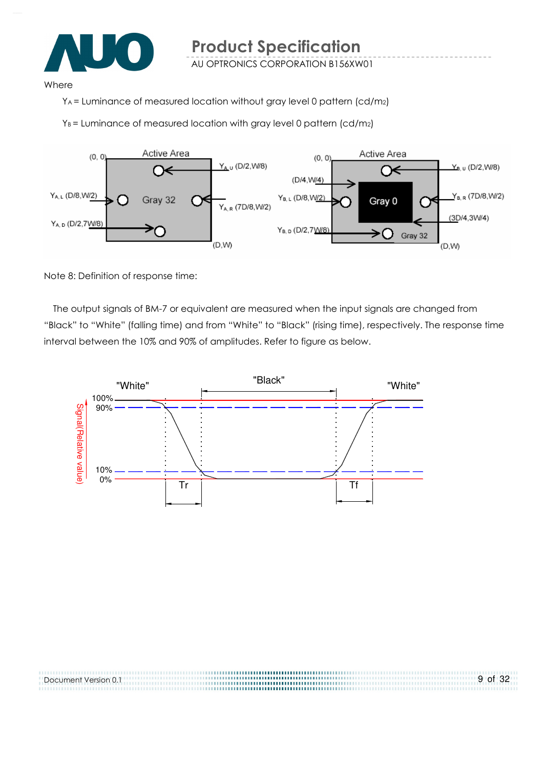Where

$Y_A$ = Luminance of measured location without gray level 0 pattern (cd/m2)

$Y_B$ = Luminance of measured location with gray level 0 pattern (cd/m2)

Note 8: Definition of response time:

The output signals of BM-7 or equivalent are measured when the input signals are changed from "Black" to "White" (falling time) and from "White" to "Black" (rising time), respectively. The response time interval between the 10% and 90% of amplitudes. Refer to figure as below.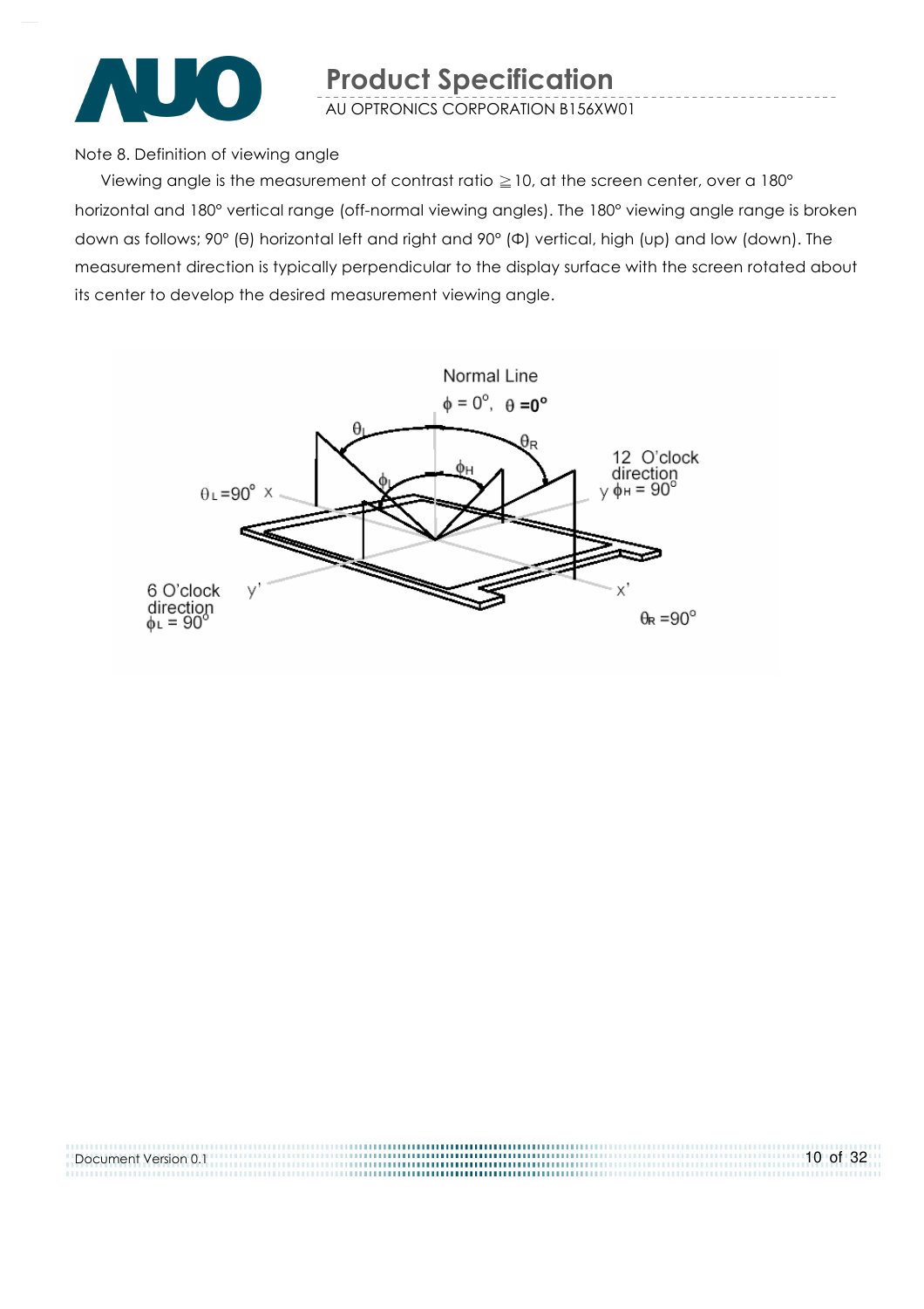Note 8. Definition of viewing angle

Viewing angle is the measurement of contrast ratio ≧10, at the screen center, over a 180° horizontal and 180° vertical range (off-normal viewing angles). The 180° viewing angle range is broken down as follows; 90° (θ) horizontal left and right and 90° (Φ) vertical, high (up) and low (down). The measurement direction is typically perpendicular to the display surface with the screen rotated about its center to develop the desired measurement viewing angle.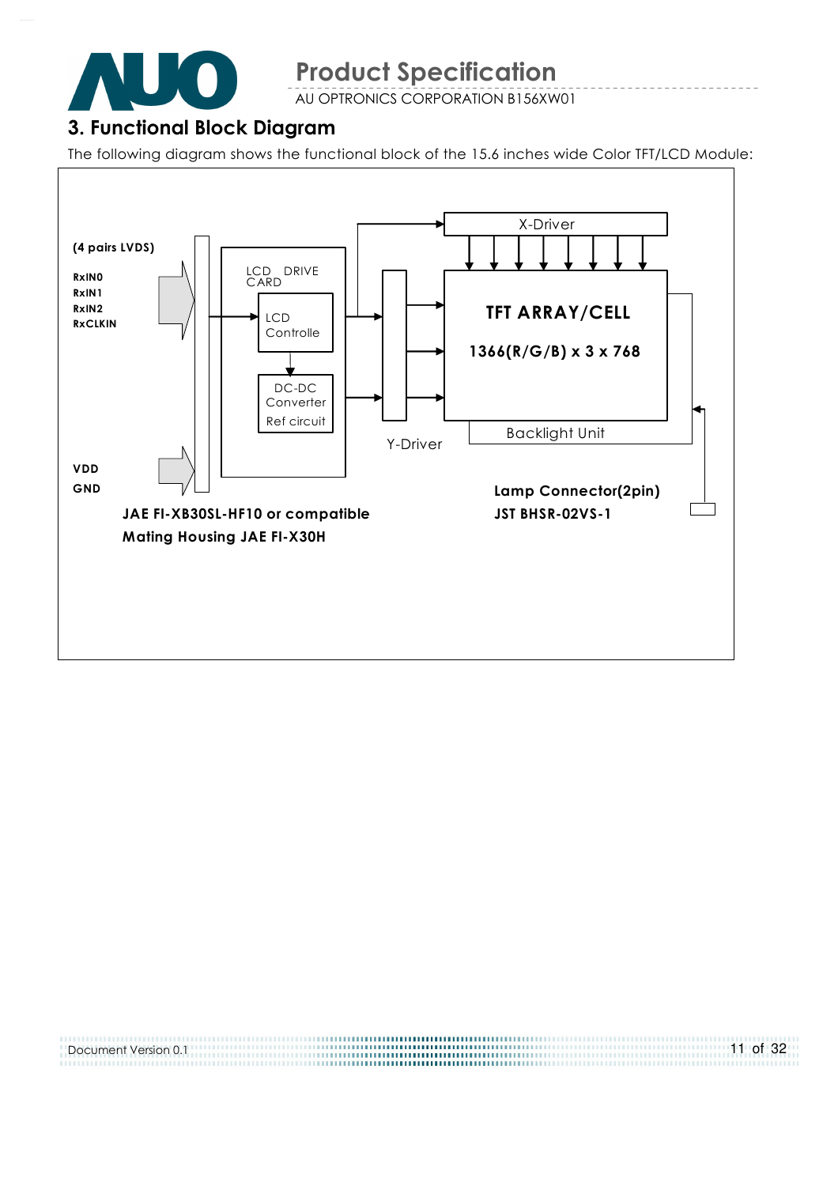## 3. Functional Block Diagram

The following diagram shows the functional block of the 15.6 inches wide Color TFT/LCD Module:

(4 pairs LVDS)

RxIN0
RxIN1
RxIN2
RxCLKIN

VDD
GND

LCD DRIVE CARD

LCD Controlle

DC-DC Converter
Ref circuit

X-Driver

Y-Driver

TFT ARRAY/CELL

1366(R/G/B) x 3 x 768

Backlight Unit

**JAE FI-XB30SL-HF10 or compatible**

**Mating Housing JAE FI-X30H**

**Lamp Connector(2pin)**

**JST BHSR-02VS-1**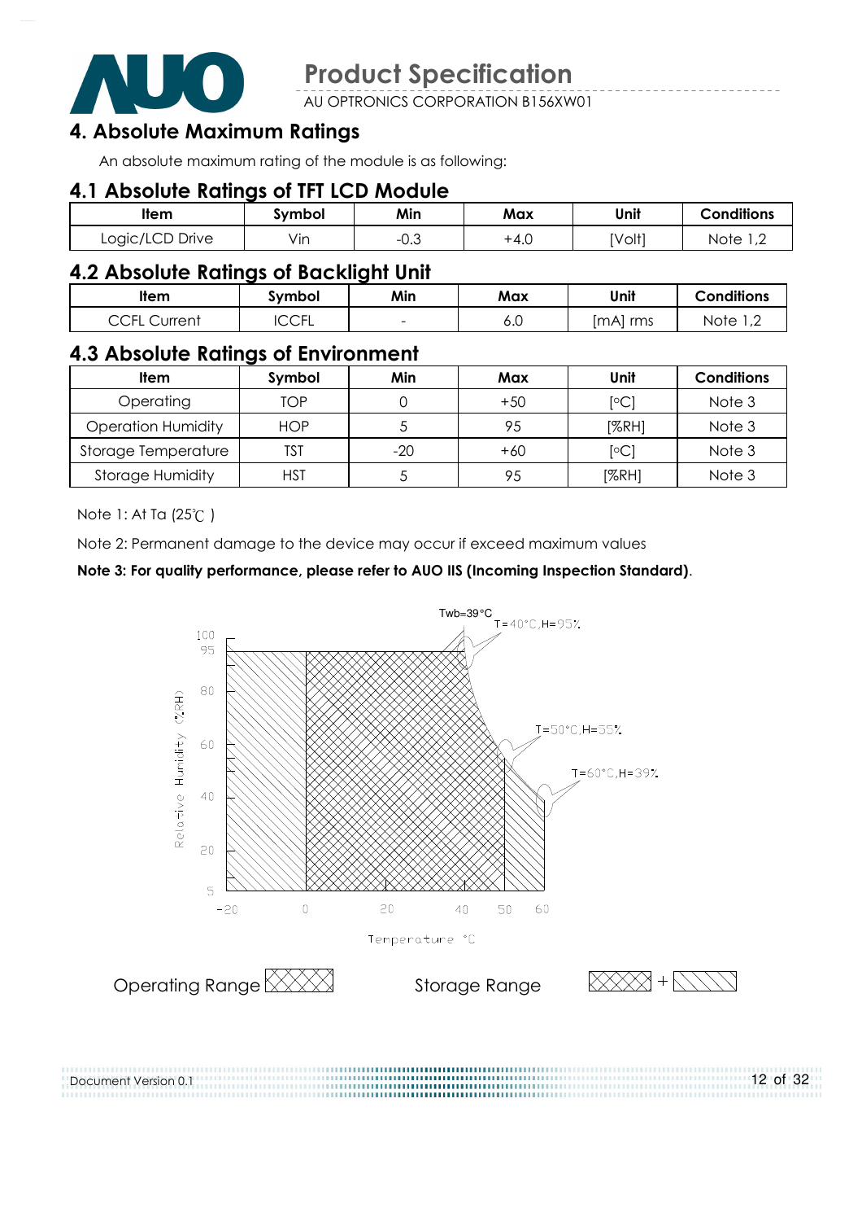## 4. Absolute Maximum Ratings

An absolute maximum rating of the module is as following:

### 4.1 Absolute Ratings of TFT LCD Module

| Item | Symbol | Min | Max | Unit | Conditions |
|---|---|---|---|---|---|
| Logic/LCD Drive | Vin | -0.3 | +4.0 | [Volt] | Note 1,2 |

### 4.2 Absolute Ratings of Backlight Unit

| Item | Symbol | Min | Max | Unit | Conditions |
|---|---|---|---|---|---|
| CCFL Current | ICCFL | - | 6.0 | [mA] rms | Note 1,2 |

### 4.3 Absolute Ratings of Environment

| Item | Symbol | Min | Max | Unit | Conditions |
|---|---|---|---|---|---|
| Operating | TOP | 0 | +50 | [°C] | Note 3 |
| Operation Humidity | HOP | 5 | 95 | [%RH] | Note 3 |
| Storage Temperature | TST | -20 | +60 | [°C] | Note 3 |
| Storage Humidity | HST | 5 | 95 | [%RH] | Note 3 |

Note 1: At Ta (25℃ )

Note 2: Permanent damage to the device may occur if exceed maximum values

**Note 3: For quality performance, please refer to AUO IIS (Incoming Inspection Standard)**.

Twb=39°C

T=40°C,H=95%

T=50°C,H=55%

T=60°C,H=39%

Relative Humidity (%RH)

Temperature °C

Operating Range

Storage Range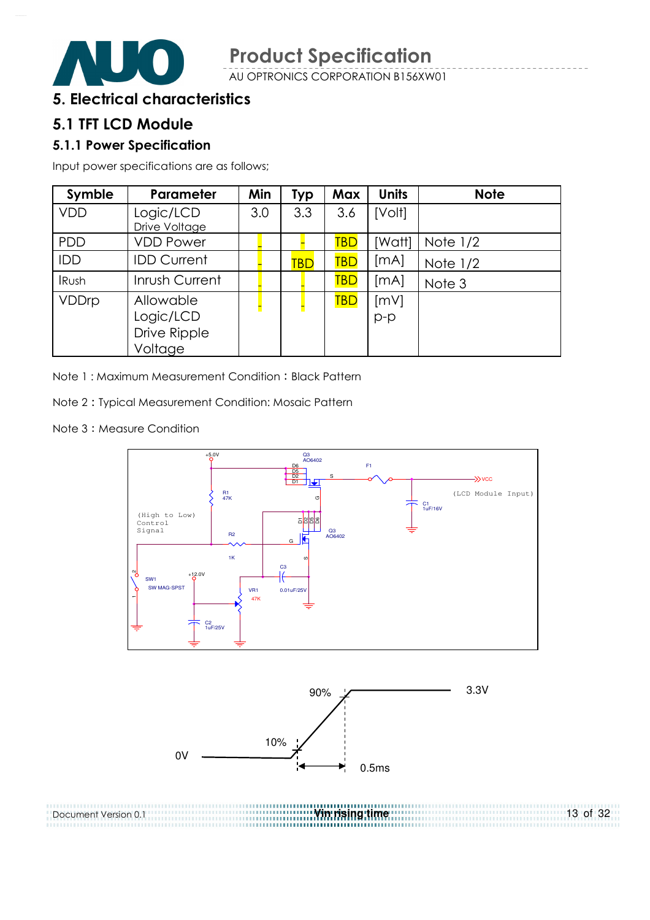## 5. Electrical characteristics

## 5.1 TFT LCD Module

### 5.1.1 Power Specification

Input power specifications are as follows;

| Symble | Parameter | Min | Typ | Max | Units | Note |
|---|---|---|---|---|---|---|
| VDD | Logic/LCD Drive Voltage | 3.0 | 3.3 | 3.6 | [Volt] | |
| PDD | VDD Power | - | - | TBD | [Watt] | Note 1/2 |
| IDD | IDD Current | - | TBD | TBD | [mA] | Note 1/2 |
| IRush | Inrush Current | - | - | TBD | [mA] | Note 3 |
| VDDrp | Allowable Logic/LCD Drive Ripple Voltage | - | - | TBD | [mV] p-p | |

Note 1 : Maximum Measurement Condition：Black Pattern

Note 2 : Typical Measurement Condition: Mosaic Pattern

Note 3：Measure Condition

Vin rising time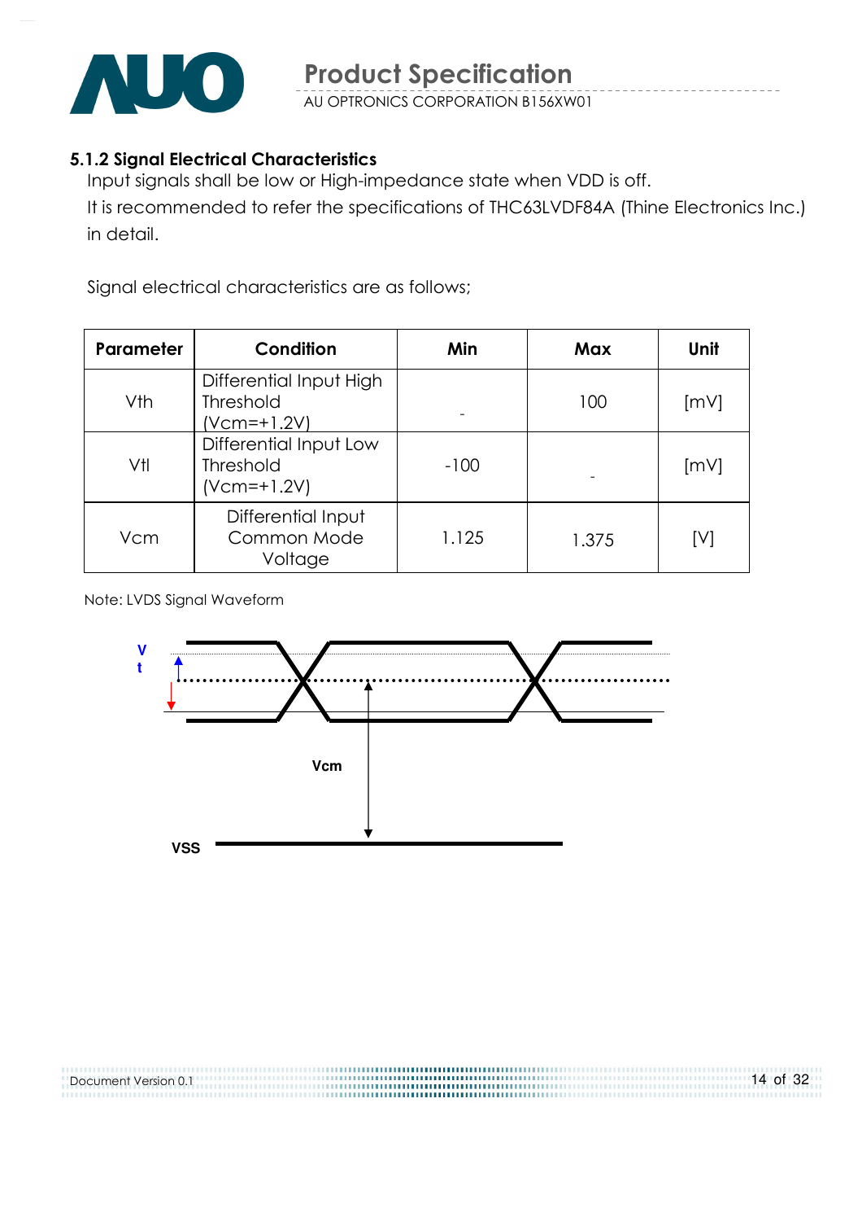### 5.1.2 Signal Electrical Characteristics

Input signals shall be low or High-impedance state when VDD is off.

It is recommended to refer the specifications of THC63LVDF84A (Thine Electronics Inc.) in detail.

Signal electrical characteristics are as follows;

| Parameter | Condition | Min | Max | Unit |
|---|---|---|---|---|
| Vth | Differential Input High Threshold (Vcm=+1.2V) | - | 100 | [mV] |
| Vtl | Differential Input Low Threshold (Vcm=+1.2V) | -100 | - | [mV] |
| Vcm | Differential Input Common Mode Voltage | 1.125 | 1.375 | [V] |

Note: LVDS Signal Waveform

V t

Vcm

VSS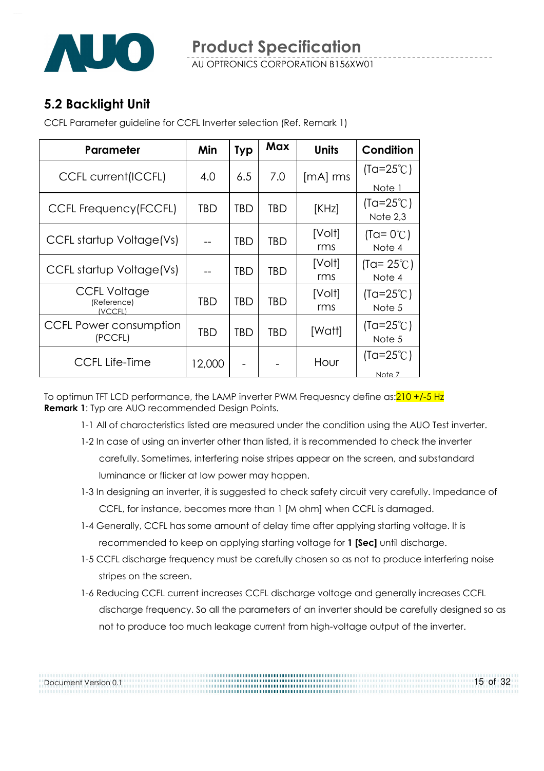## 5.2 Backlight Unit

CCFL Parameter guideline for CCFL Inverter selection (Ref. Remark 1)

| Parameter | Min | Typ | Max | Units | Condition |
|---|---|---|---|---|---|
| CCFL current(ICCFL) | 4.0 | 6.5 | 7.0 | [mA] rms | (Ta=25℃) Note 1 |
| CCFL Frequency(FCCFL) | TBD | TBD | TBD | [KHz] | (Ta=25℃) Note 2,3 |
| CCFL startup Voltage(Vs) | -- | TBD | TBD | [Volt] rms | (Ta= 0℃) Note 4 |
| CCFL startup Voltage(Vs) | -- | TBD | TBD | [Volt] rms | (Ta= 25℃) Note 4 |
| CCFL Voltage (Reference) (VCCFL) | TBD | TBD | TBD | [Volt] rms | (Ta=25℃) Note 5 |
| CCFL Power consumption (PCCFL) | TBD | TBD | TBD | [Watt] | (Ta=25℃) Note 5 |
| CCFL Life-Time | 12,000 | - | - | Hour | (Ta=25℃) Note 7 |

To optimun TFT LCD performance, the LAMP inverter PWM Frequesncy define as:210 +/-5 Hz

**Remark 1**: Typ are AUO recommended Design Points.

1-1 All of characteristics listed are measured under the condition using the AUO Test inverter.

1-2 In case of using an inverter other than listed, it is recommended to check the inverter carefully. Sometimes, interfering noise stripes appear on the screen, and substandard luminance or flicker at low power may happen.

1-3 In designing an inverter, it is suggested to check safety circuit very carefully. Impedance of CCFL, for instance, becomes more than 1 [M ohm] when CCFL is damaged.

1-4 Generally, CCFL has some amount of delay time after applying starting voltage. It is recommended to keep on applying starting voltage for **1 [Sec]** until discharge.

1-5 CCFL discharge frequency must be carefully chosen so as not to produce interfering noise stripes on the screen.

1-6 Reducing CCFL current increases CCFL discharge voltage and generally increases CCFL discharge frequency. So all the parameters of an inverter should be carefully designed so as not to produce too much leakage current from high-voltage output of the inverter.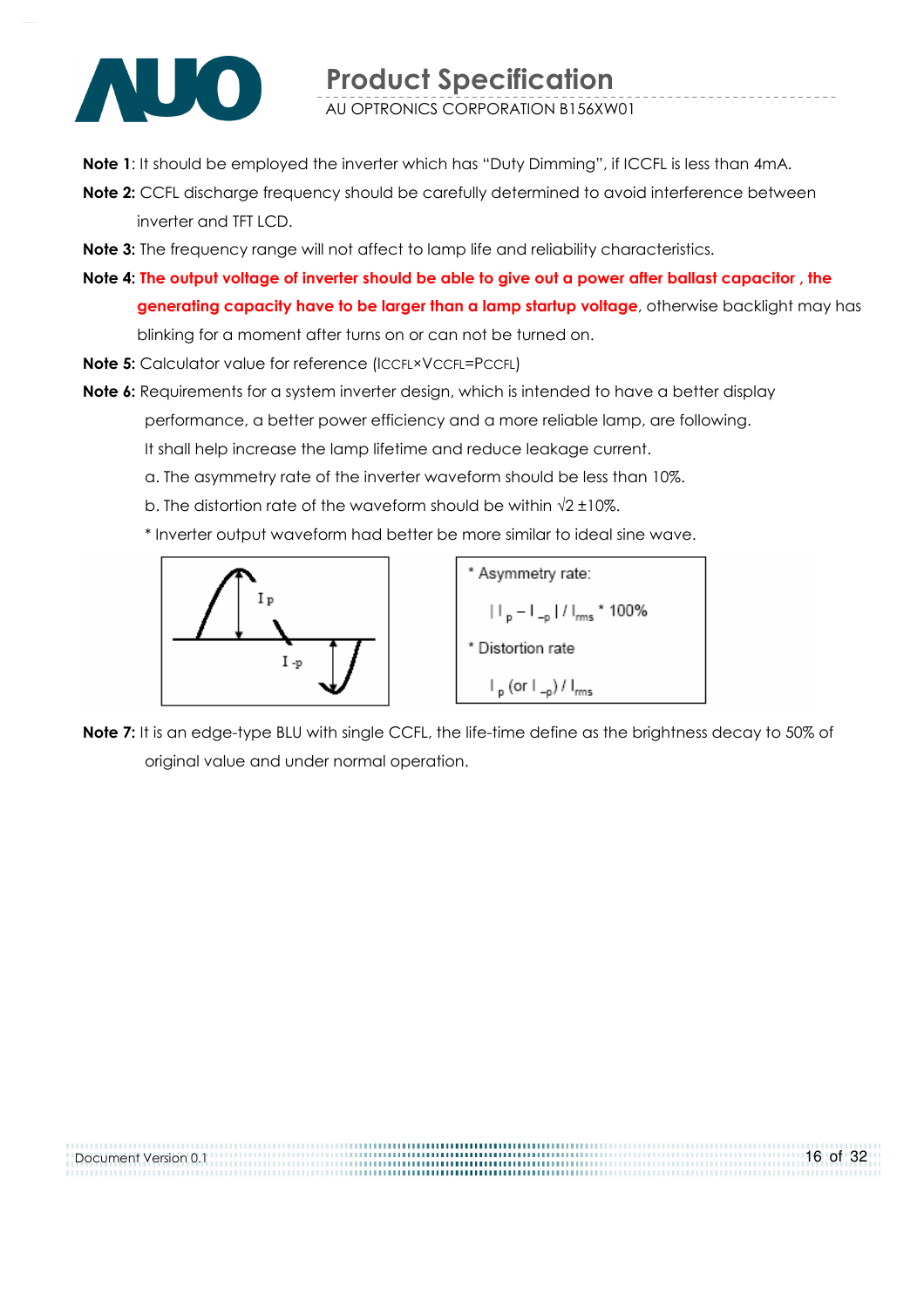**Note 1**: It should be employed the inverter which has "Duty Dimming", if ICCFL is less than 4mA.

**Note 2:** CCFL discharge frequency should be carefully determined to avoid interference between inverter and TFT LCD.

**Note 3:** The frequency range will not affect to lamp life and reliability characteristics.

**Note 4: The output voltage of inverter should be able to give out a power after ballast capacitor , the generating capacity have to be larger than a lamp startup voltage**, otherwise backlight may has blinking for a moment after turns on or can not be turned on.

**Note 5:** Calculator value for reference ($I_{CCFL} \times V_{CCFL} = P_{CCFL}$)

**Note 6:** Requirements for a system inverter design, which is intended to have a better display performance, a better power efficiency and a more reliable lamp, are following. It shall help increase the lamp lifetime and reduce leakage current.

a. The asymmetry rate of the inverter waveform should be less than 10%.

b. The distortion rate of the waveform should be within √2 ±10%.

* Inverter output waveform had better be more similar to ideal sine wave.

* Asymmetry rate:

$| I_p - I_{-p} | / I_{rms} * 100\%$

* Distortion rate

$I_p$ (or $I_{-p}$) / $I_{rms}$

**Note 7:** It is an edge-type BLU with single CCFL, the life-time define as the brightness decay to 50% of original value and under normal operation.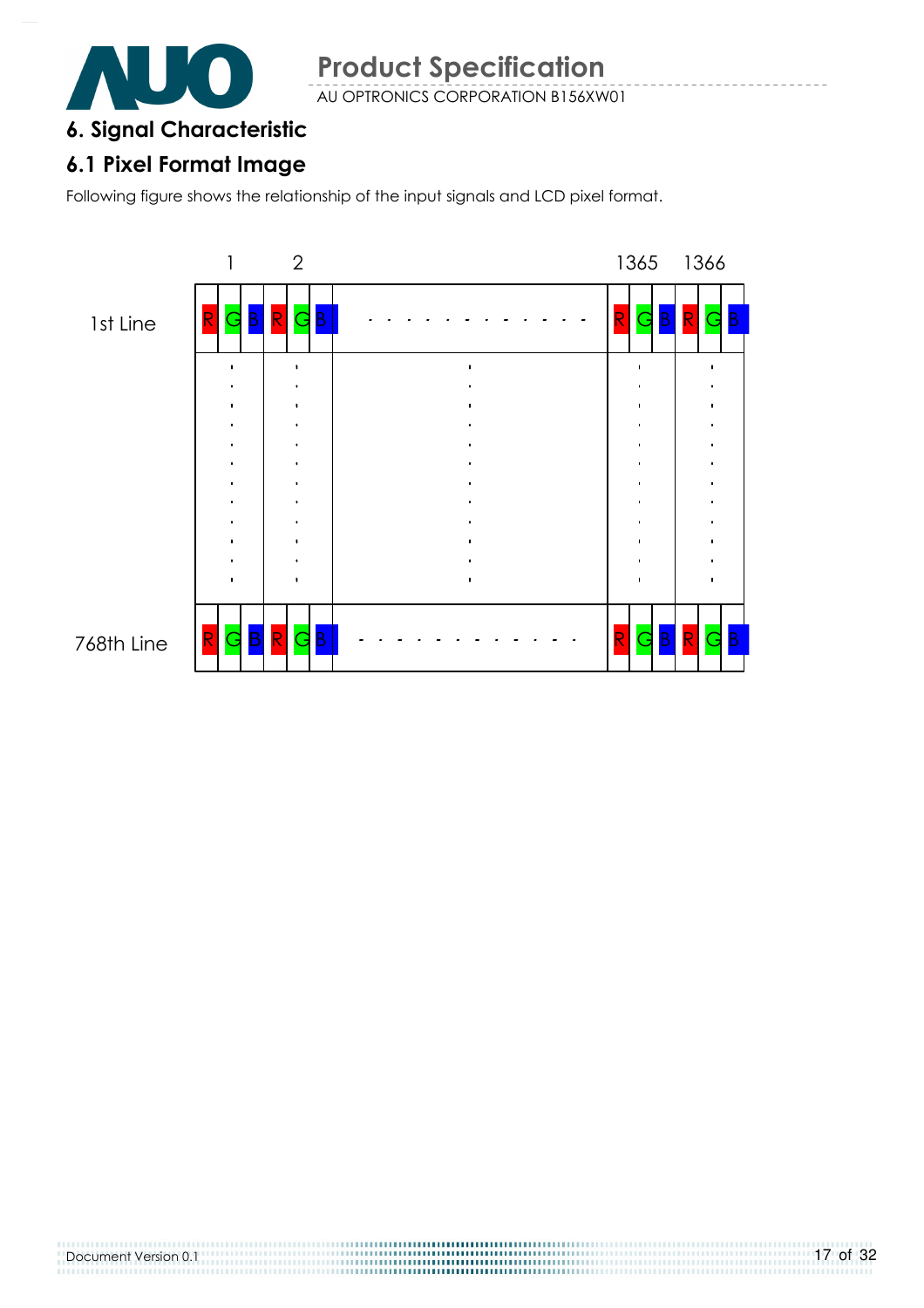## 6. Signal Characteristic

### 6.1 Pixel Format Image

Following figure shows the relationship of the input signals and LCD pixel format.

|  | 1 | | | 2 | | | | 1365 | | | 1366 | | |
|---|---|---|---|---|---|---|---|---|---|---|---|---|---|
| 1st Line | R | G | B | R | G | B | - - - - - - - - - - - - | R | G | B | R | G | B |
|  | : | | | : | | | : | : | | | : | | |
| 768th Line | R | G | B | R | G | B | - - - - - - - - - - - - | R | G | B | R | G | B |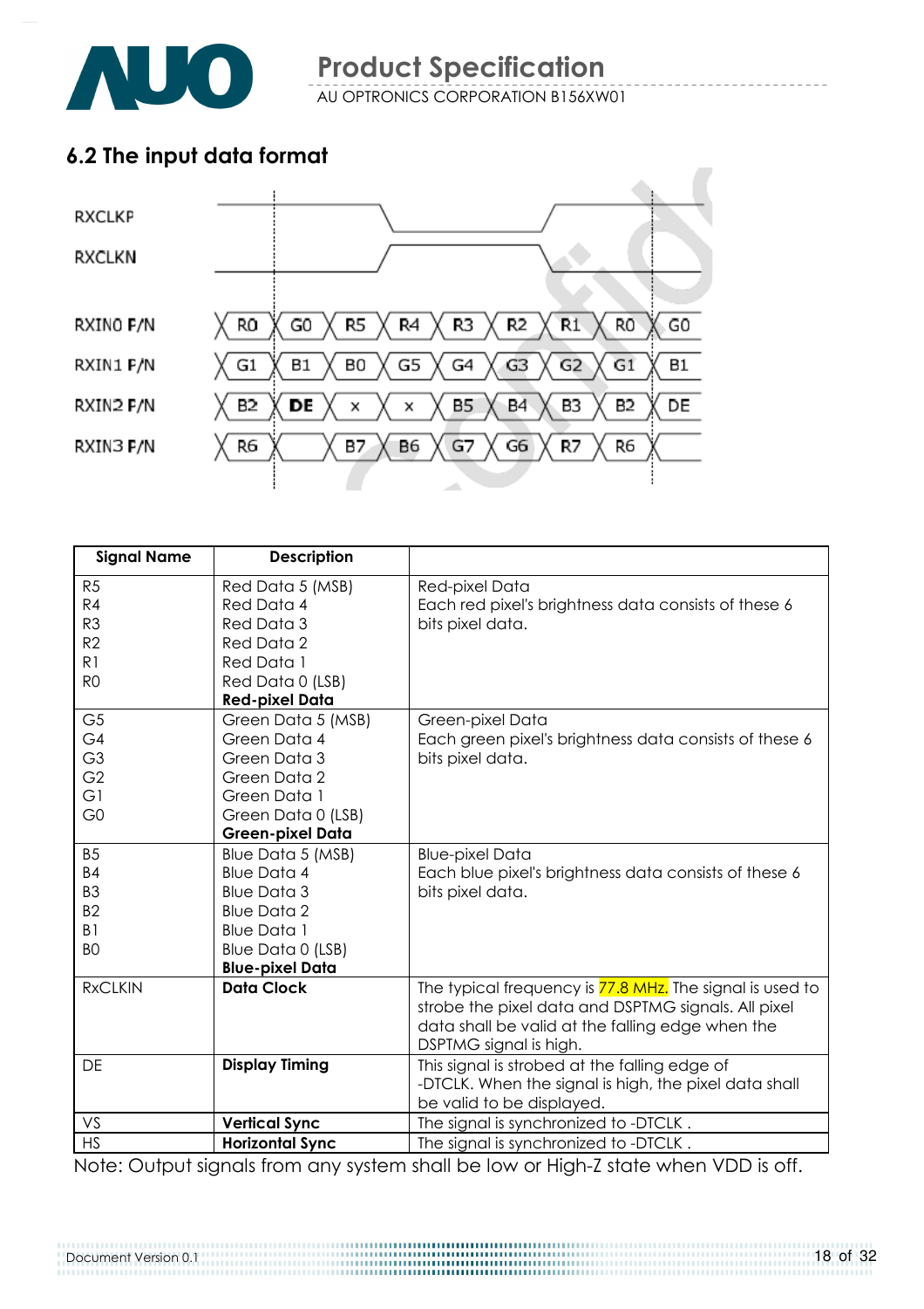## 6.2 The input data format

RXCLKP

RXCLKN

| | | | | | | | | | |
|---|---|---|---|---|---|---|---|---|---|
| RXIN0 P/N | R0 | G0 | R5 | R4 | R3 | R2 | R1 | R0 | G0 |
| RXIN1 P/N | G1 | B1 | B0 | G5 | G4 | G3 | G2 | G1 | B1 |
| RXIN2 P/N | B2 | DE | x | x | B5 | B4 | B3 | B2 | DE |
| RXIN3 P/N | R6 | | B7 | B6 | G7 | G6 | R7 | R6 | |

| Signal Name | Description | |
|---|---|---|
| R5<br>R4<br>R3<br>R2<br>R1<br>R0 | Red Data 5 (MSB)<br>Red Data 4<br>Red Data 3<br>Red Data 2<br>Red Data 1<br>Red Data 0 (LSB)<br>**Red-pixel Data** | Red-pixel Data<br>Each red pixel's brightness data consists of these 6 bits pixel data. |
| G5<br>G4<br>G3<br>G2<br>G1<br>G0 | Green Data 5 (MSB)<br>Green Data 4<br>Green Data 3<br>Green Data 2<br>Green Data 1<br>Green Data 0 (LSB)<br>**Green-pixel Data** | Green-pixel Data<br>Each green pixel's brightness data consists of these 6 bits pixel data. |
| B5<br>B4<br>B3<br>B2<br>B1<br>B0 | Blue Data 5 (MSB)<br>Blue Data 4<br>Blue Data 3<br>Blue Data 2<br>Blue Data 1<br>Blue Data 0 (LSB)<br>**Blue-pixel Data** | Blue-pixel Data<br>Each blue pixel's brightness data consists of these 6 bits pixel data. |
| RxCLKIN | **Data Clock** | The typical frequency is 77.8 MHz. The signal is used to strobe the pixel data and DSPTMG signals. All pixel data shall be valid at the falling edge when the DSPTMG signal is high. |
| DE | **Display Timing** | This signal is strobed at the falling edge of -DTCLK. When the signal is high, the pixel data shall be valid to be displayed. |
| VS | **Vertical Sync** | The signal is synchronized to -DTCLK . |
| HS | **Horizontal Sync** | The signal is synchronized to -DTCLK . |

Note: Output signals from any system shall be low or High-Z state when VDD is off.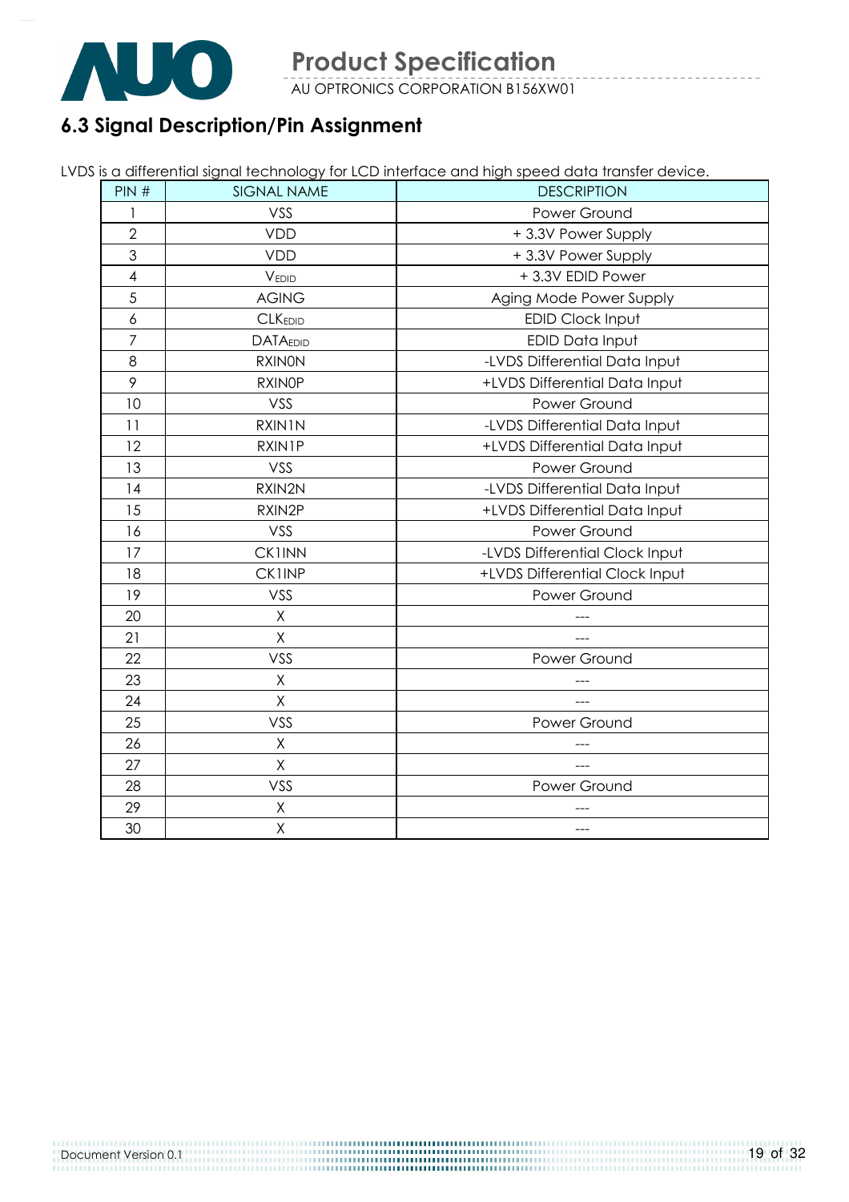## 6.3 Signal Description/Pin Assignment

LVDS is a differential signal technology for LCD interface and high speed data transfer device.

| PIN # | SIGNAL NAME | DESCRIPTION |
|---|---|---|
| 1 | VSS | Power Ground |
| 2 | VDD | + 3.3V Power Supply |
| 3 | VDD | + 3.3V Power Supply |
| 4 | $V_{EDID}$ | + 3.3V EDID Power |
| 5 | AGING | Aging Mode Power Supply |
| 6 | $CLK_{EDID}$ | EDID Clock Input |
| 7 | $DATA_{EDID}$ | EDID Data Input |
| 8 | RXIN0N | -LVDS Differential Data Input |
| 9 | RXIN0P | +LVDS Differential Data Input |
| 10 | VSS | Power Ground |
| 11 | RXIN1N | -LVDS Differential Data Input |
| 12 | RXIN1P | +LVDS Differential Data Input |
| 13 | VSS | Power Ground |
| 14 | RXIN2N | -LVDS Differential Data Input |
| 15 | RXIN2P | +LVDS Differential Data Input |
| 16 | VSS | Power Ground |
| 17 | CK1INN | -LVDS Differential Clock Input |
| 18 | CK1INP | +LVDS Differential Clock Input |
| 19 | VSS | Power Ground |
| 20 | X | --- |
| 21 | X | --- |
| 22 | VSS | Power Ground |
| 23 | X | --- |
| 24 | X | --- |
| 25 | VSS | Power Ground |
| 26 | X | --- |
| 27 | X | --- |
| 28 | VSS | Power Ground |
| 29 | X | --- |
| 30 | X | --- |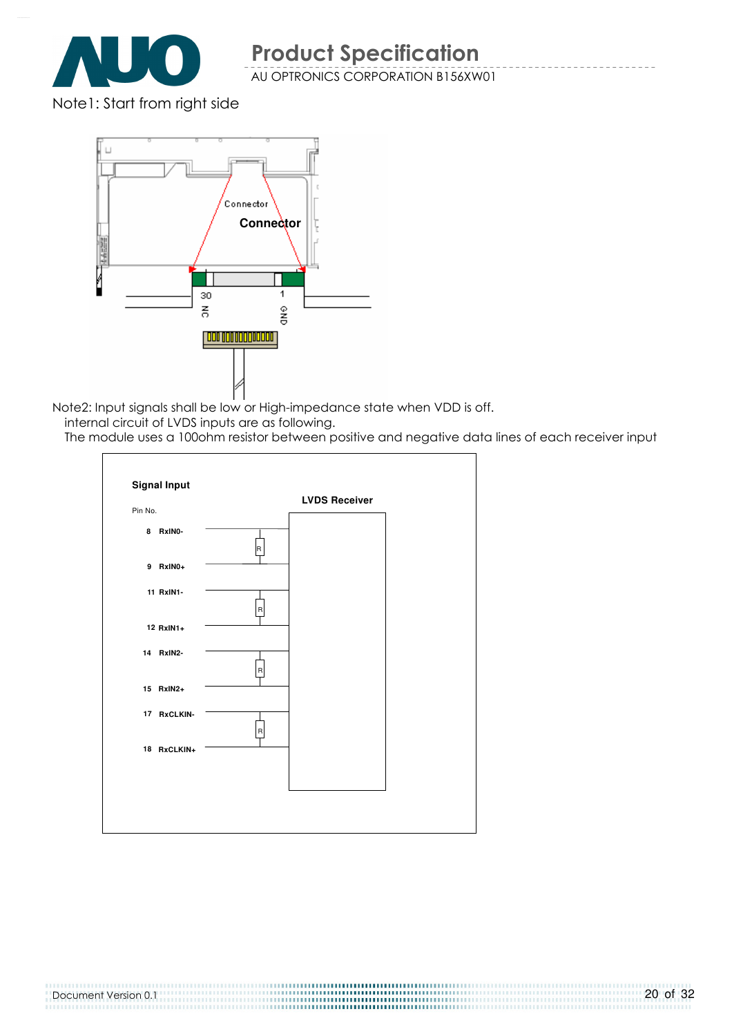Note1: Start from right side

Connector

Connector

30 NC

1 GND

Note2: Input signals shall be low or High-impedance state when VDD is off.
internal circuit of LVDS inputs are as following.
The module uses a 100ohm resistor between positive and negative data lines of each receiver input

**Signal Input**

Pin No.

**LVDS Receiver**

| Pin No. | Signal |
|---|---|
| 8 | RxIN0- |
| 9 | RxIN0+ |
| 11 | RxIN1- |
| 12 | RxIN1+ |
| 14 | RxIN2- |
| 15 | RxIN2+ |
| 17 | RxCLKIN- |
| 18 | RxCLKIN+ |

R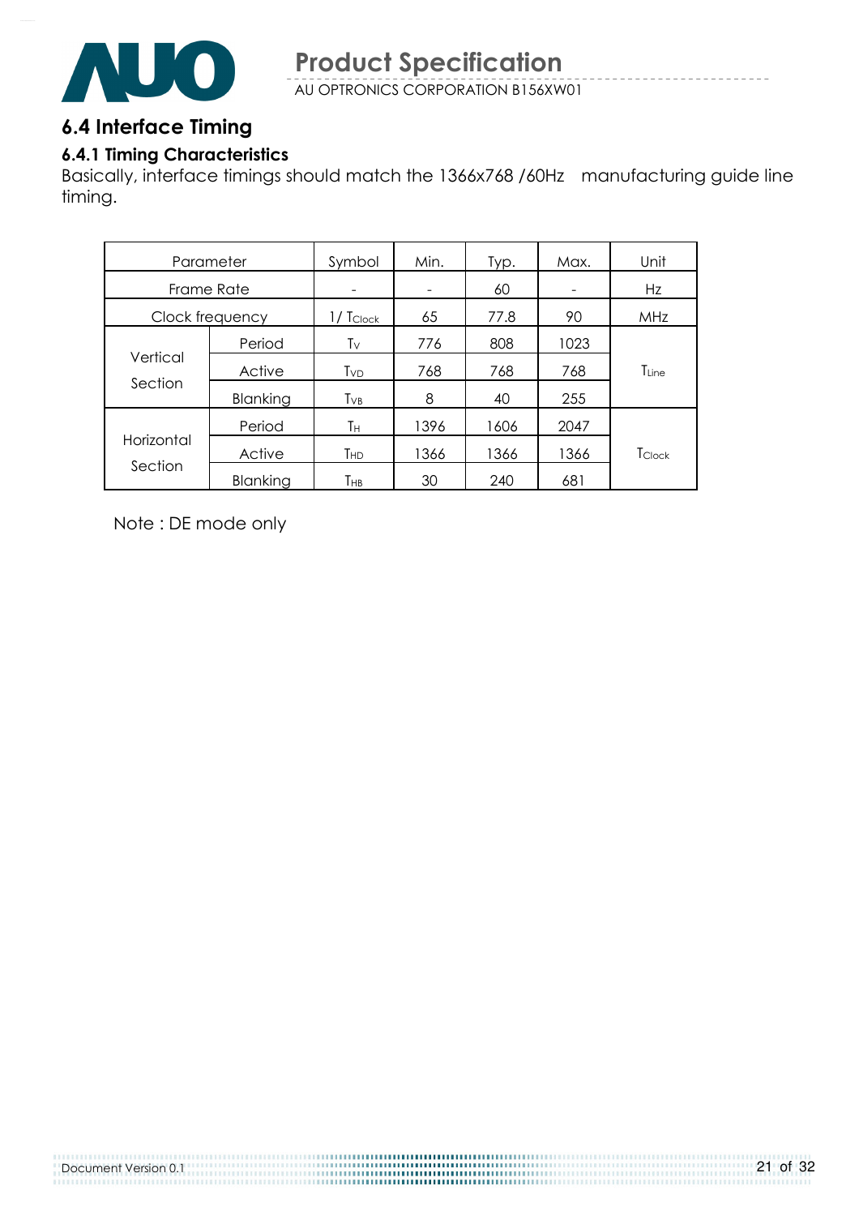## 6.4 Interface Timing

### 6.4.1 Timing Characteristics

Basically, interface timings should match the 1366x768 /60Hz manufacturing guide line timing.

| Parameter | | Symbol | Min. | Typ. | Max. | Unit |
|---|---|---|---|---|---|---|
| Frame Rate | | - | - | 60 | - | Hz |
| Clock frequency | | $1/T_{Clock}$ | 65 | 77.8 | 90 | MHz |
| Vertical Section | Period | $T_V$ | 776 | 808 | 1023 | $T_{Line}$ |
| | Active | $T_{VD}$ | 768 | 768 | 768 | |
| | Blanking | $T_{VB}$ | 8 | 40 | 255 | |
| Horizontal Section | Period | $T_H$ | 1396 | 1606 | 2047 | $T_{Clock}$ |
| | Active | $T_{HD}$ | 1366 | 1366 | 1366 | |
| | Blanking | $T_{HB}$ | 30 | 240 | 681 | |

Note : DE mode only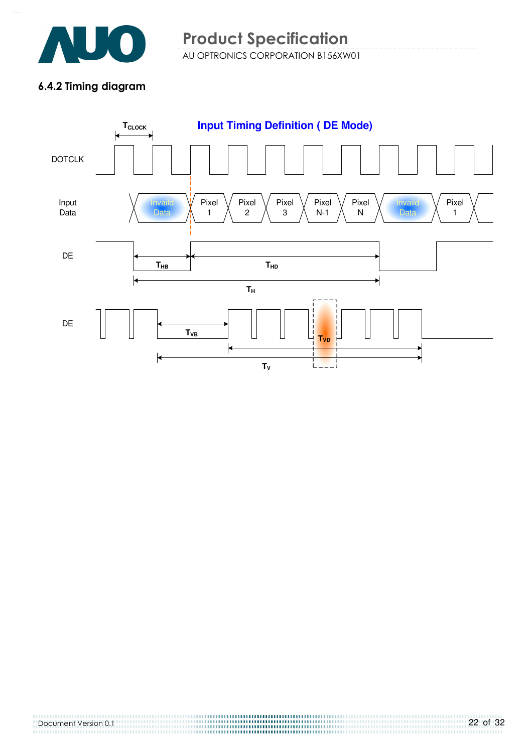### 6.4.2 Timing diagram

**Input Timing Definition ( DE Mode)**

$T_{CLOCK}$

DOTCLK

Input Data: Invaild Data | Pixel 1 | Pixel 2 | Pixel 3 | Pixel N-1 | Pixel N | Invaild Data | Pixel 1

DE: $T_{HB}$, $T_{HD}$, $T_H$

DE: $T_{VB}$, $T_{VD}$, $T_V$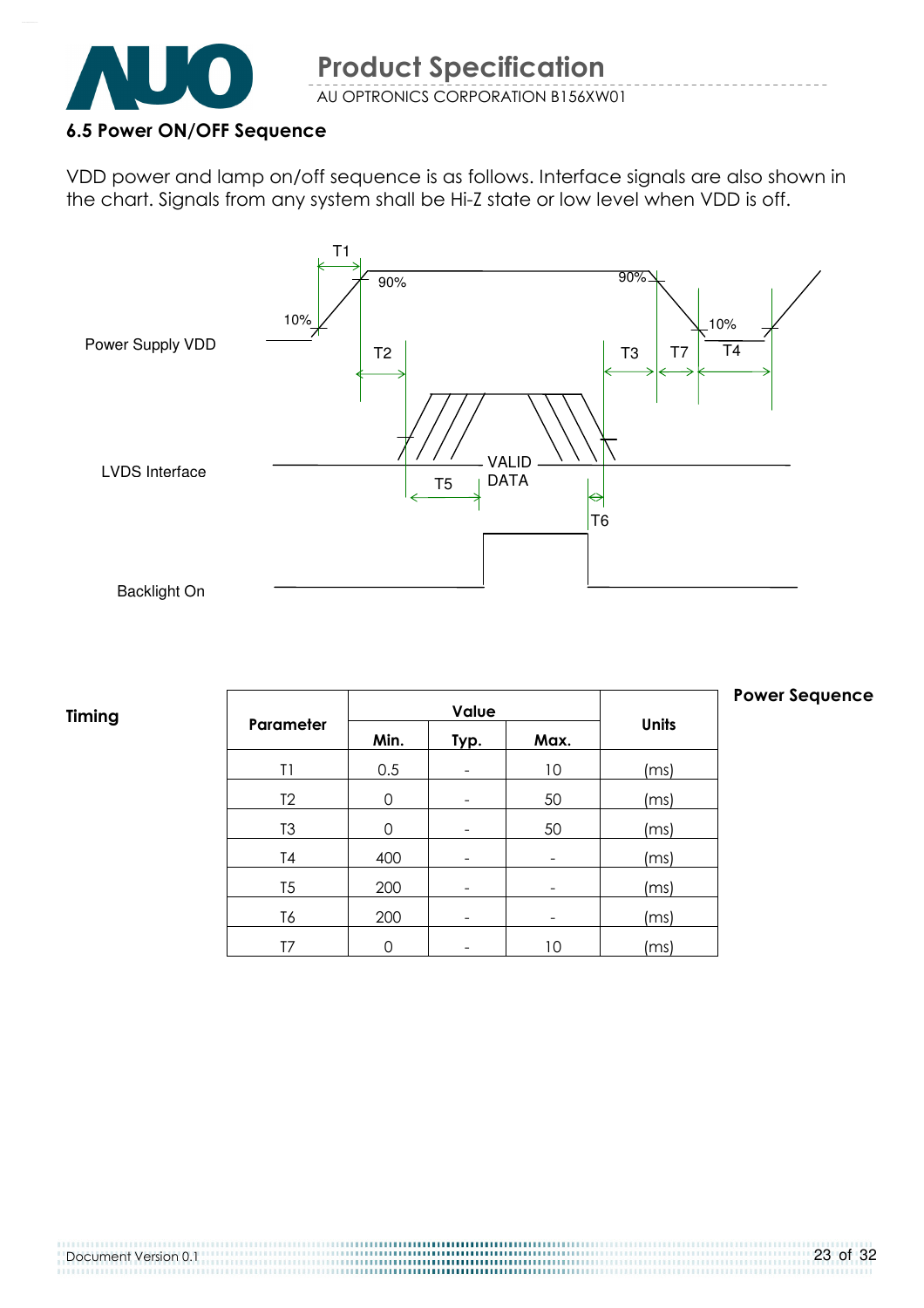### 6.5 Power ON/OFF Sequence

VDD power and lamp on/off sequence is as follows. Interface signals are also shown in the chart. Signals from any system shall be Hi-Z state or low level when VDD is off.

Power Supply VDD

LVDS Interface

Backlight On

**Timing**

| Parameter | Value | | | Units |
|---|---|---|---|---|
| | Min. | Typ. | Max. | |
| T1 | 0.5 | - | 10 | (ms) |
| T2 | 0 | - | 50 | (ms) |
| T3 | 0 | - | 50 | (ms) |
| T4 | 400 | - | - | (ms) |
| T5 | 200 | - | - | (ms) |
| T6 | 200 | - | - | (ms) |
| T7 | 0 | - | 10 | (ms) |

**Power Sequence**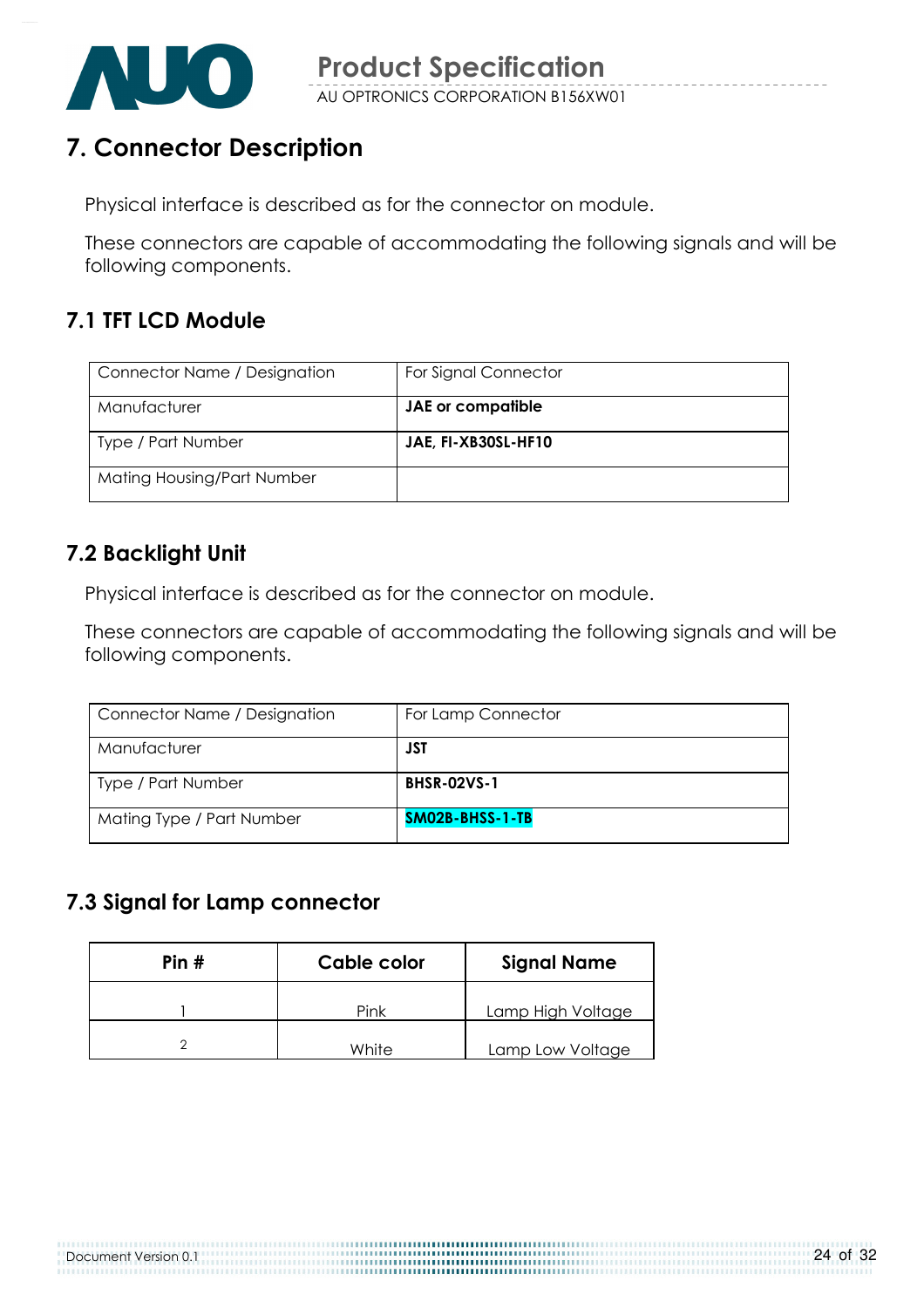# 7. Connector Description

Physical interface is described as for the connector on module.

These connectors are capable of accommodating the following signals and will be following components.

## 7.1 TFT LCD Module

| Connector Name / Designation | For Signal Connector |
|---|---|
| Manufacturer | **JAE or compatible** |
| Type / Part Number | **JAE, FI-XB30SL-HF10** |
| Mating Housing/Part Number | |

## 7.2 Backlight Unit

Physical interface is described as for the connector on module.

These connectors are capable of accommodating the following signals and will be following components.

| Connector Name / Designation | For Lamp Connector |
|---|---|
| Manufacturer | **JST** |
| Type / Part Number | **BHSR-02VS-1** |
| Mating Type / Part Number | **SM02B-BHSS-1-TB** |

## 7.3 Signal for Lamp connector

| Pin # | Cable color | Signal Name |
|---|---|---|
| 1 | Pink | Lamp High Voltage |
| 2 | White | Lamp Low Voltage |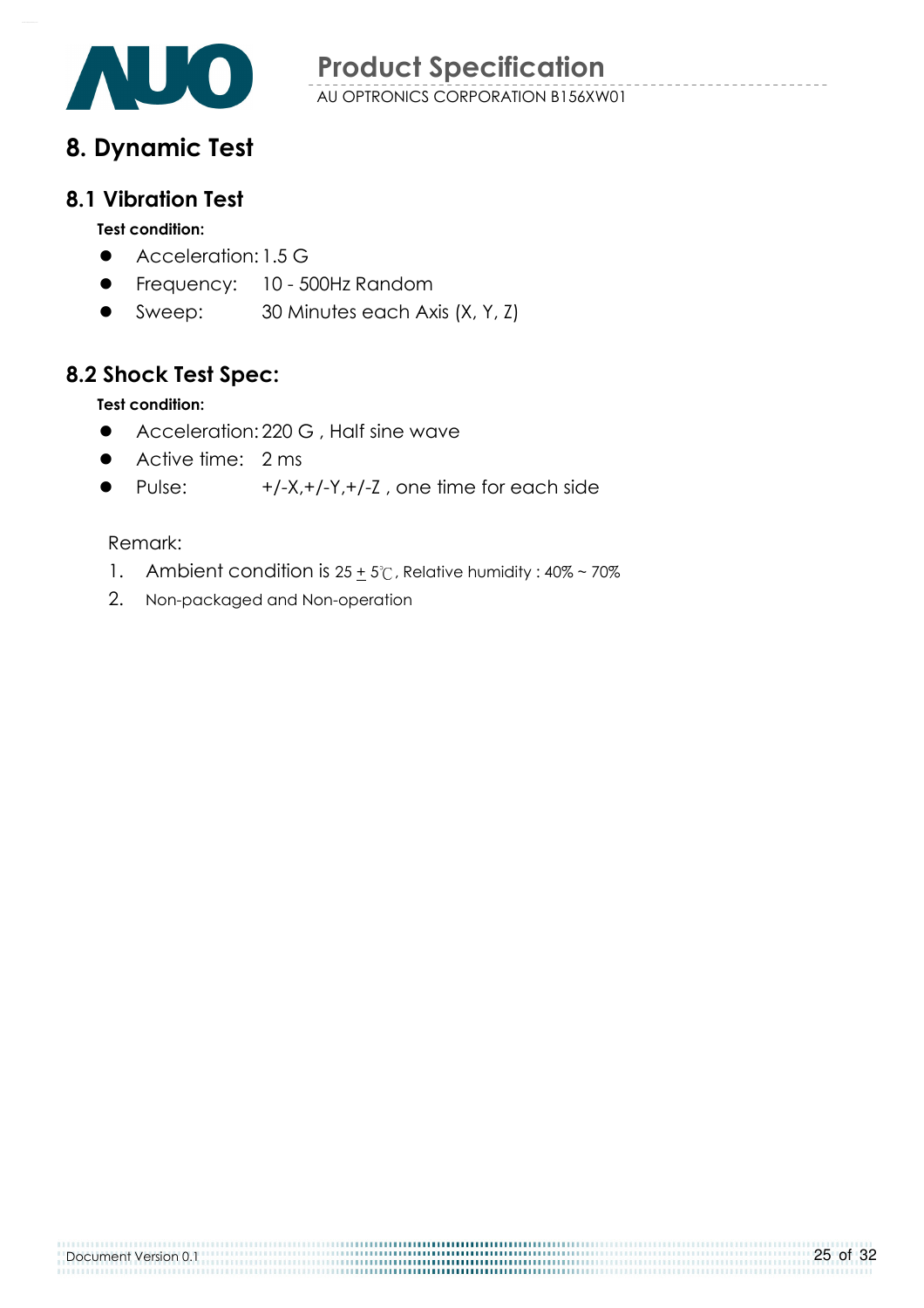# 8. Dynamic Test

## 8.1 Vibration Test

**Test condition:**

- Acceleration: 1.5 G
- Frequency: 10 - 500Hz Random
- Sweep: 30 Minutes each Axis (X, Y, Z)

## 8.2 Shock Test Spec:

**Test condition:**

- Acceleration: 220 G , Half sine wave
- Active time: 2 ms
- Pulse: +/-X,+/-Y,+/-Z , one time for each side

Remark:

1. Ambient condition is 25 ± 5℃, Relative humidity : 40% ~ 70%
2. Non-packaged and Non-operation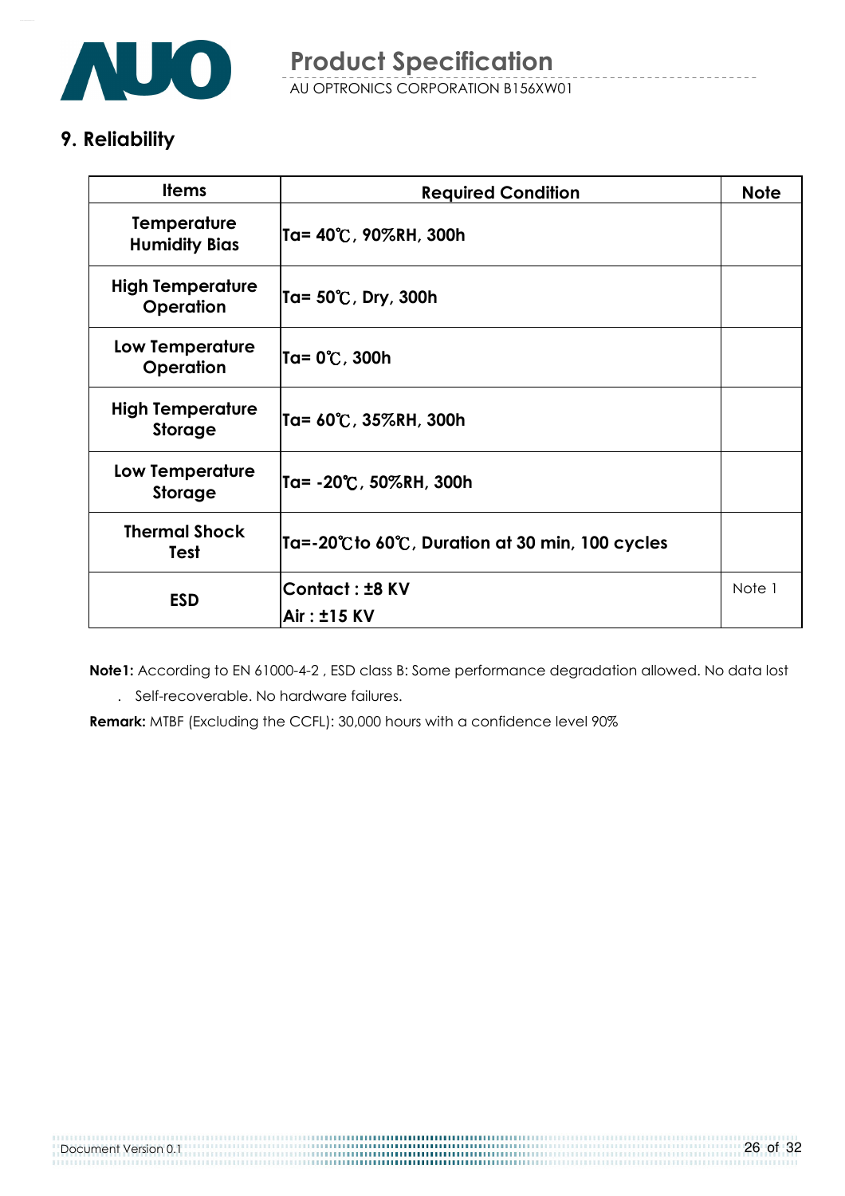## 9. Reliability

| Items | Required Condition | Note |
|---|---|---|
| Temperature Humidity Bias | Ta= 40℃, 90%RH, 300h | |
| High Temperature Operation | Ta= 50℃, Dry, 300h | |
| Low Temperature Operation | Ta= 0℃, 300h | |
| High Temperature Storage | Ta= 60℃, 35%RH, 300h | |
| Low Temperature Storage | Ta= -20℃, 50%RH, 300h | |
| Thermal Shock Test | Ta=-20℃to 60℃, Duration at 30 min, 100 cycles | |
| ESD | Contact : ±8 KV<br>Air : ±15 KV | Note 1 |

**Note1:** According to EN 61000-4-2 , ESD class B: Some performance degradation allowed. No data lost . Self-recoverable. No hardware failures.

**Remark:** MTBF (Excluding the CCFL): 30,000 hours with a confidence level 90%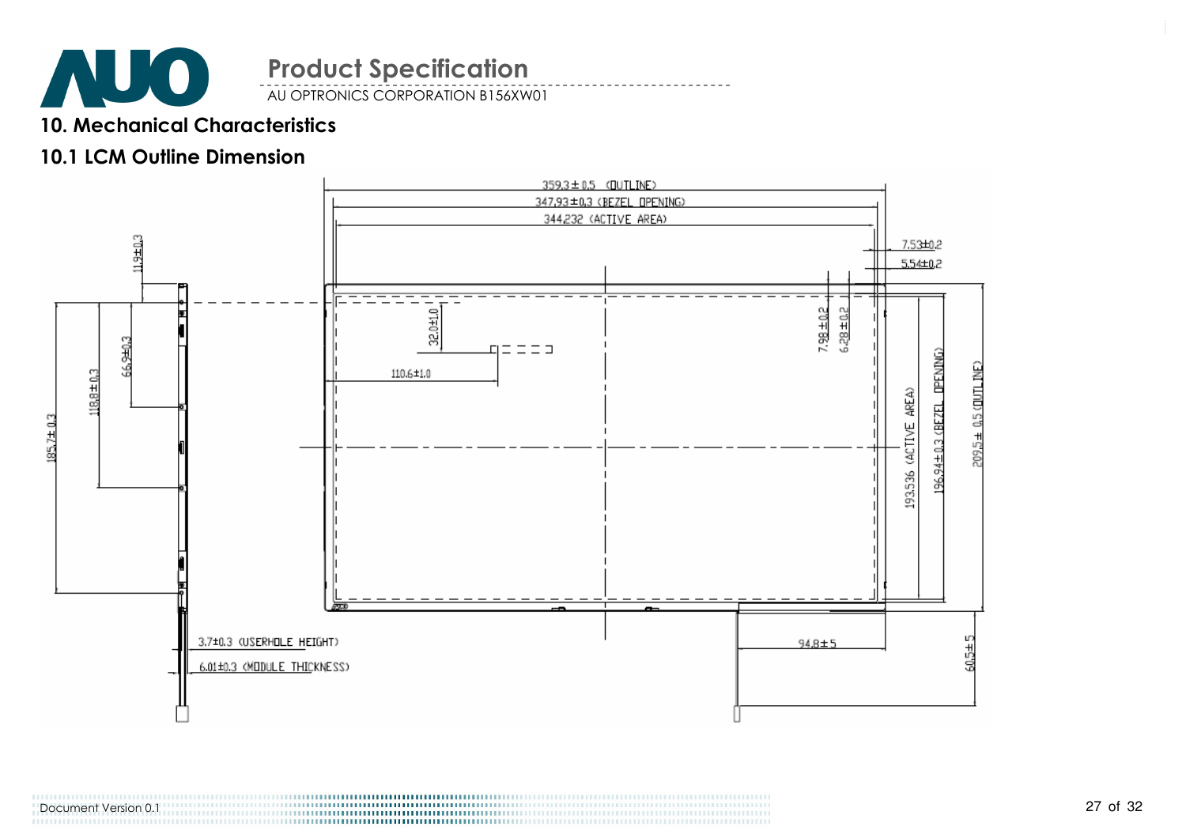## 10. Mechanical Characteristics

### 10.1 LCM Outline Dimension

359.3 ± 0.5 (OUTLINE)

347.93 ± 0.3 (BEZEL OPENING)

344.232 (ACTIVE AREA)

7.53 ± 0.2

5.54 ± 0.2

11.9 ± 0.3

66.9 ± 0.3

118.8 ± 0.3

185.7 ± 0.3

32.0 ± 1.0

110.6 ± 1.0

7.98 ± 0.2

6.28 ± 0.2

193.536 (ACTIVE AREA)

196.94 ± 0.3 (BEZEL OPENING)

209.5 ± 0.5 (OUTLINE)

3.7 ± 0.3 (USERHOLE HEIGHT)

6.01 ± 0.3 (MODULE THICKNESS)

94.8 ± 5

60.5 ± 5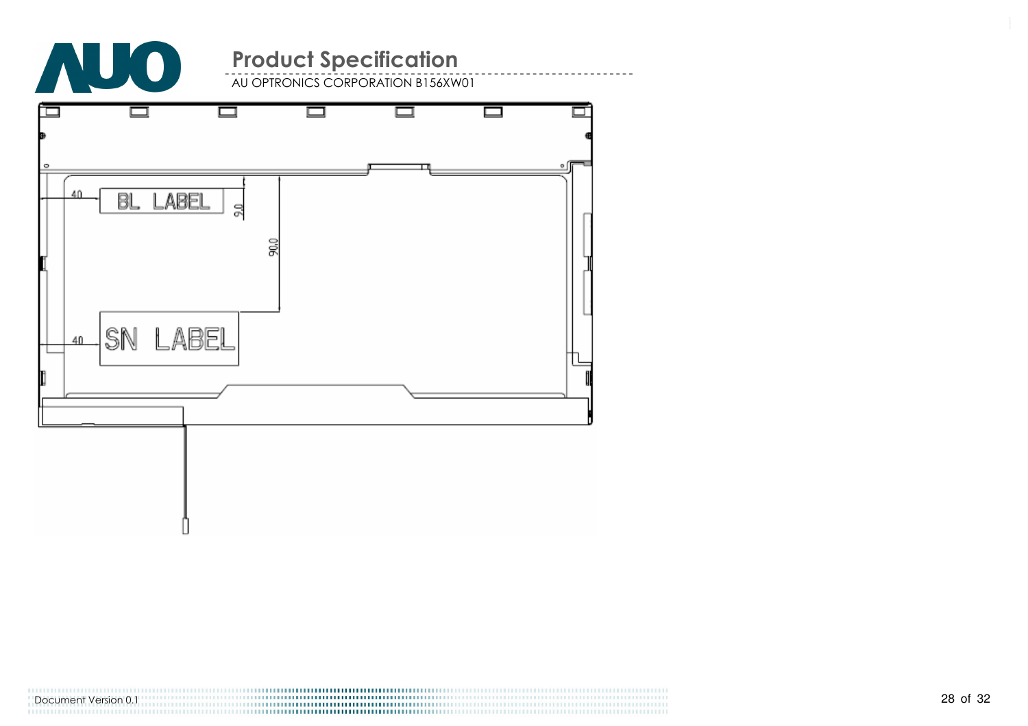BL LABEL

40

9.0

90.0

SN LABEL

40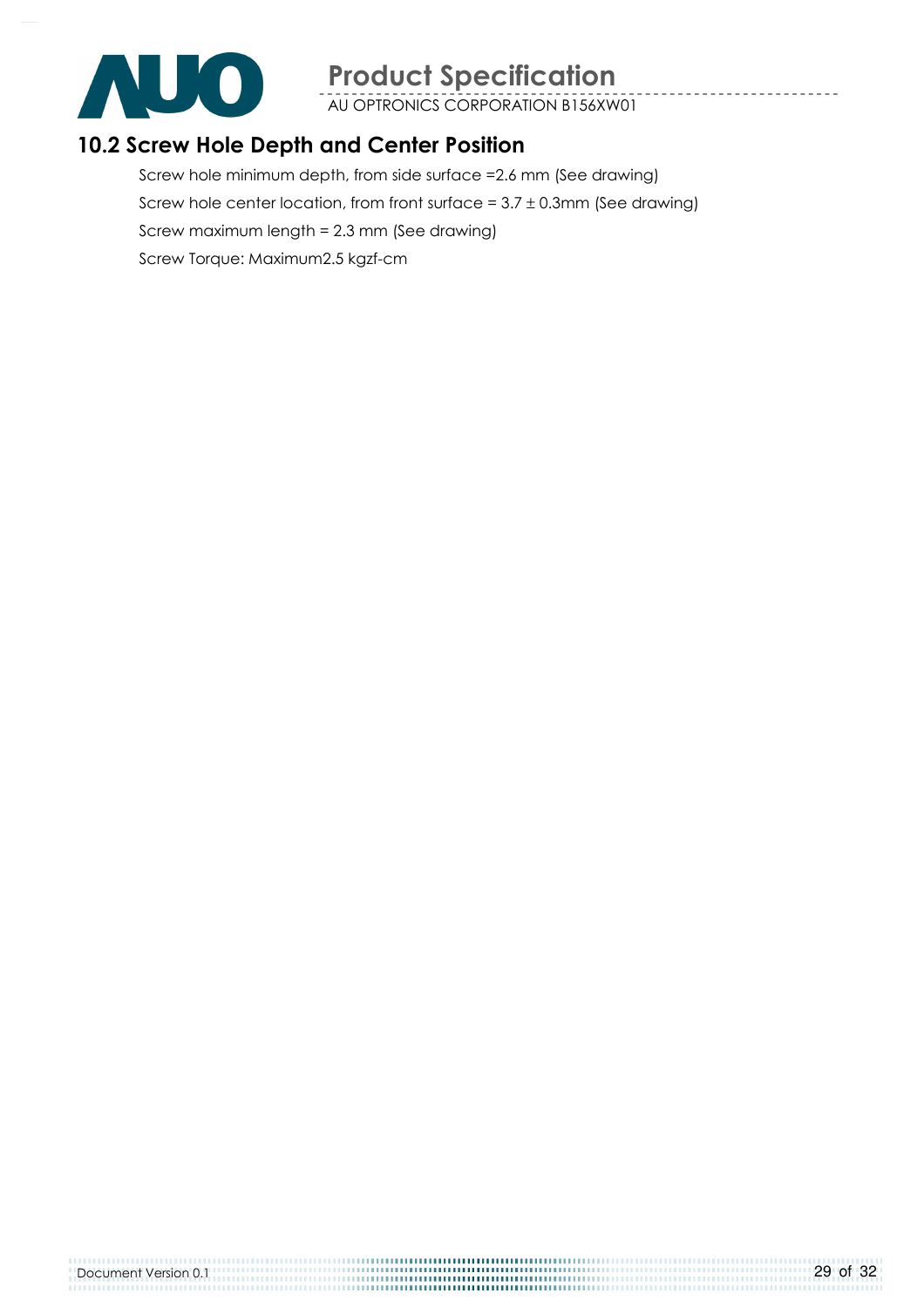## 10.2 Screw Hole Depth and Center Position

Screw hole minimum depth, from side surface =2.6 mm (See drawing)

Screw hole center location, from front surface = 3.7 ± 0.3mm (See drawing)

Screw maximum length = 2.3 mm (See drawing)

Screw Torque: Maximum2.5 kgzf-cm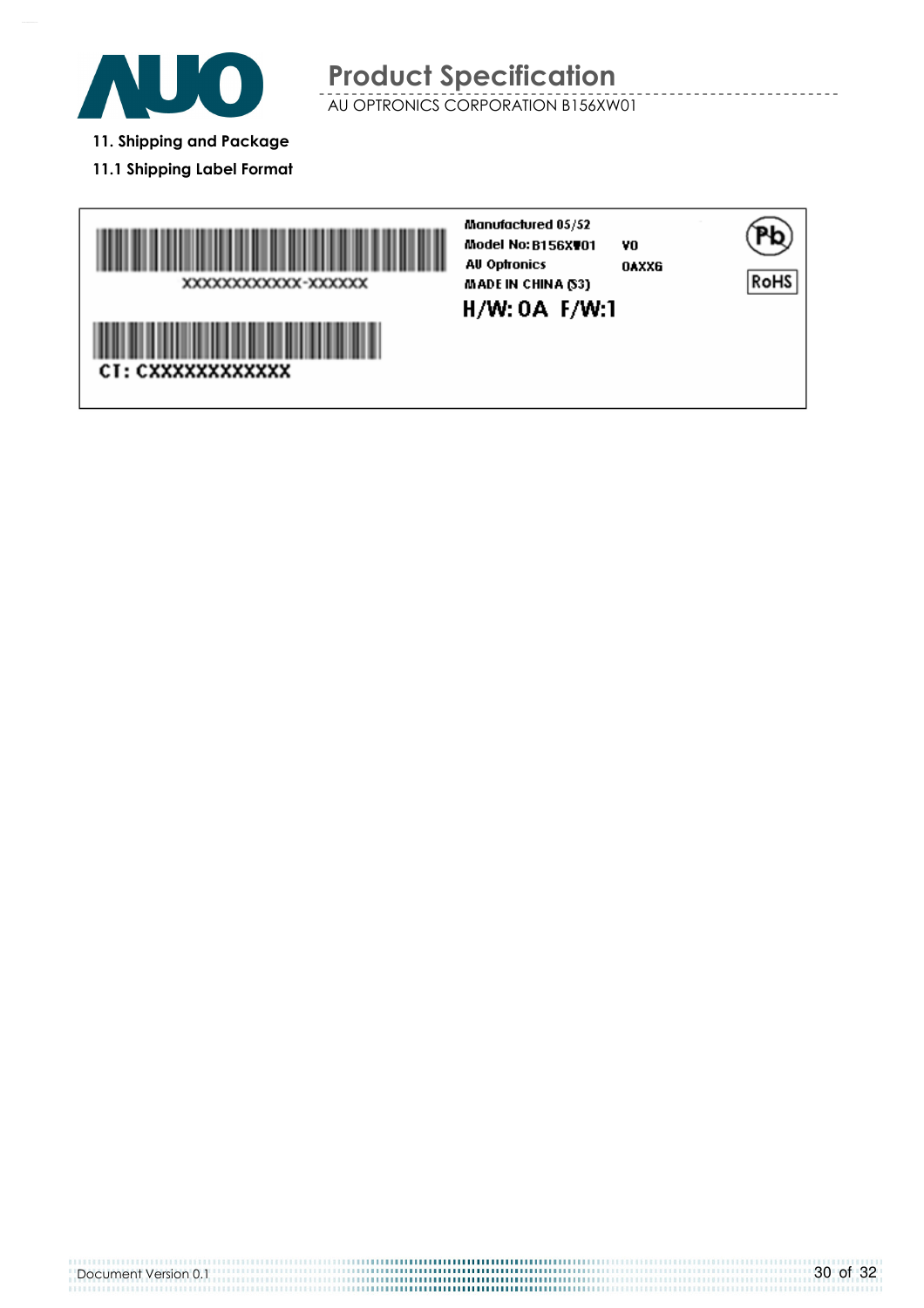## 11. Shipping and Package

### 11.1 Shipping Label Format

XXXXXXXXXXXX-XXXXXX

CT: CXXXXXXXXXXXX

Manufactured 05/52
Model No: B156XW01 V0
AU Optronics 0AXX6
MADE IN CHINA (S3)

H/W: 0A F/W:1

Pb

RoHS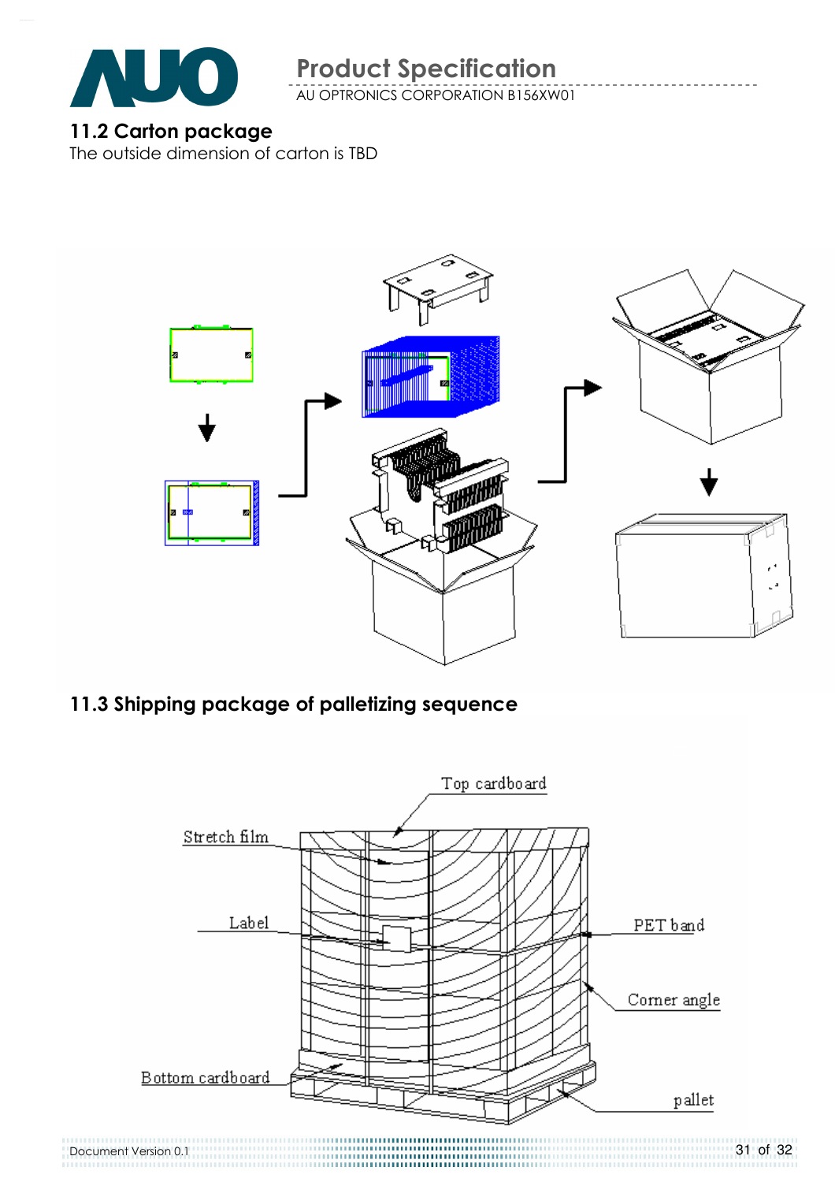## 11.2 Carton package

The outside dimension of carton is TBD

## 11.3 Shipping package of palletizing sequence

Top cardboard

Stretch film

Label

PET band

Corner angle

Bottom cardboard

pallet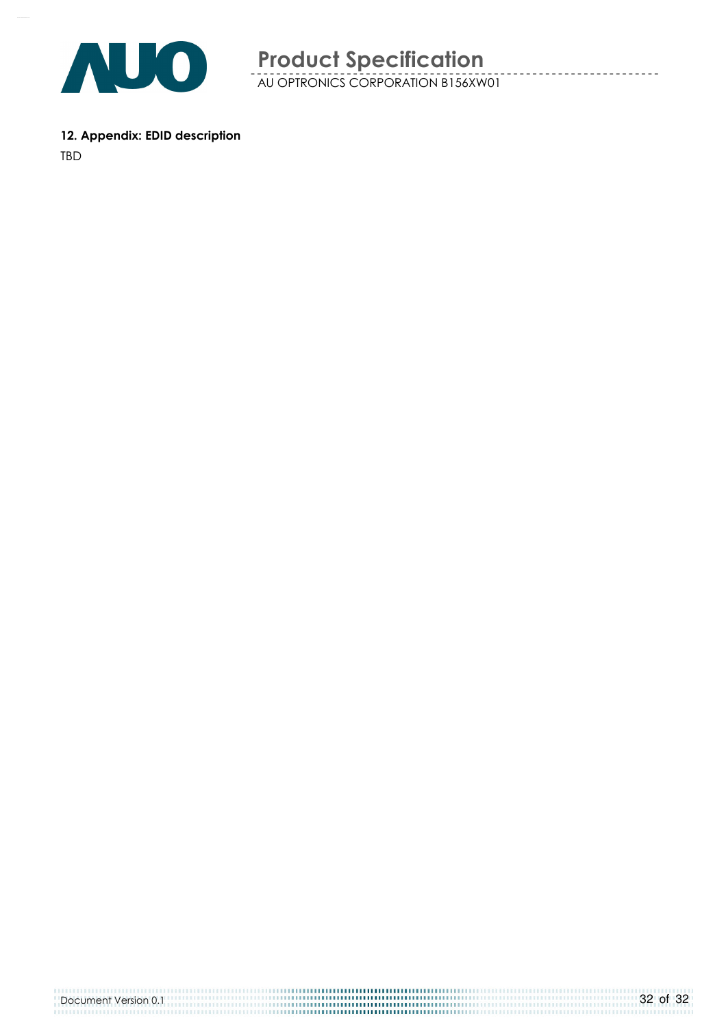## 12. Appendix: EDID description

TBD